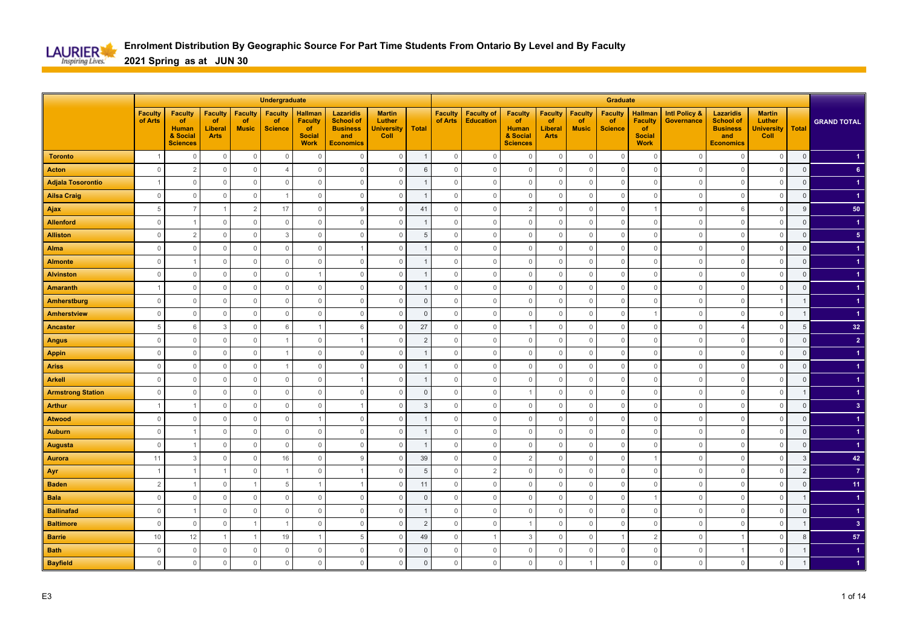# Enrolment Distribution By Geographic Source For Part Time Students From Ontario By Level and By Faculty

## 2021 Spring as at JUN 30

| | Undergraduate | | | | | | | | | Graduate | | | | | | | | | | | |
|---|---|---|---|---|---|---|---|---|---|---|---|---|---|---|---|---|---|---|---|---|---|
| | Faculty of Arts | Faculty of Human & Social Sciences | Faculty of Liberal Arts | Faculty of Music | Faculty of Science | Hallman Faculty of Social Work | Lazaridis School of Business and Economics | Martin Luther University Coll | Total | Faculty of Arts | Faculty of Education | Faculty of Human & Social Sciences | Faculty of Liberal Arts | Faculty of Music | Faculty of Science | Hallman Faculty of Social Work | Intl Policy & Governance | Lazaridis School of Business and Economics | Martin Luther University Coll | Total | GRAND TOTAL |
| Toronto | 1 | 0 | 0 | 0 | 0 | 0 | 0 | 0 | 1 | 0 | 0 | 0 | 0 | 0 | 0 | 0 | 0 | 0 | 0 | 0 | 1 |
| Acton | 0 | 2 | 0 | 0 | 4 | 0 | 0 | 0 | 6 | 0 | 0 | 0 | 0 | 0 | 0 | 0 | 0 | 0 | 0 | 0 | 6 |
| Adjala Tosorontio | 1 | 0 | 0 | 0 | 0 | 0 | 0 | 0 | 1 | 0 | 0 | 0 | 0 | 0 | 0 | 0 | 0 | 0 | 0 | 0 | 1 |
| Ailsa Craig | 0 | 0 | 0 | 0 | 1 | 0 | 0 | 0 | 1 | 0 | 0 | 0 | 0 | 0 | 0 | 0 | 0 | 0 | 0 | 0 | 1 |
| Ajax | 5 | 7 | 1 | 2 | 17 | 0 | 9 | 0 | 41 | 0 | 0 | 2 | 0 | 0 | 0 | 1 | 0 | 6 | 0 | 9 | 50 |
| Allenford | 0 | 1 | 0 | 0 | 0 | 0 | 0 | 0 | 1 | 0 | 0 | 0 | 0 | 0 | 0 | 0 | 0 | 0 | 0 | 0 | 1 |
| Alliston | 0 | 2 | 0 | 0 | 3 | 0 | 0 | 0 | 5 | 0 | 0 | 0 | 0 | 0 | 0 | 0 | 0 | 0 | 0 | 0 | 5 |
| Alma | 0 | 0 | 0 | 0 | 0 | 0 | 1 | 0 | 1 | 0 | 0 | 0 | 0 | 0 | 0 | 0 | 0 | 0 | 0 | 0 | 1 |
| Almonte | 0 | 1 | 0 | 0 | 0 | 0 | 0 | 0 | 1 | 0 | 0 | 0 | 0 | 0 | 0 | 0 | 0 | 0 | 0 | 0 | 1 |
| Alvinston | 0 | 0 | 0 | 0 | 0 | 1 | 0 | 0 | 1 | 0 | 0 | 0 | 0 | 0 | 0 | 0 | 0 | 0 | 0 | 0 | 1 |
| Amaranth | 1 | 0 | 0 | 0 | 0 | 0 | 0 | 0 | 1 | 0 | 0 | 0 | 0 | 0 | 0 | 0 | 0 | 0 | 0 | 0 | 1 |
| Amherstburg | 0 | 0 | 0 | 0 | 0 | 0 | 0 | 0 | 0 | 0 | 0 | 0 | 0 | 0 | 0 | 0 | 0 | 0 | 1 | 1 | 1 |
| Amherstview | 0 | 0 | 0 | 0 | 0 | 0 | 0 | 0 | 0 | 0 | 0 | 0 | 0 | 0 | 0 | 1 | 0 | 0 | 0 | 1 | 1 |
| Ancaster | 5 | 6 | 3 | 0 | 6 | 1 | 6 | 0 | 27 | 0 | 0 | 1 | 0 | 0 | 0 | 0 | 0 | 4 | 0 | 5 | 32 |
| Angus | 0 | 0 | 0 | 0 | 1 | 0 | 1 | 0 | 2 | 0 | 0 | 0 | 0 | 0 | 0 | 0 | 0 | 0 | 0 | 0 | 2 |
| Appin | 0 | 0 | 0 | 0 | 1 | 0 | 0 | 0 | 1 | 0 | 0 | 0 | 0 | 0 | 0 | 0 | 0 | 0 | 0 | 0 | 1 |
| Ariss | 0 | 0 | 0 | 0 | 1 | 0 | 0 | 0 | 1 | 0 | 0 | 0 | 0 | 0 | 0 | 0 | 0 | 0 | 0 | 0 | 1 |
| Arkell | 0 | 0 | 0 | 0 | 0 | 0 | 1 | 0 | 1 | 0 | 0 | 0 | 0 | 0 | 0 | 0 | 0 | 0 | 0 | 0 | 1 |
| Armstrong Station | 0 | 0 | 0 | 0 | 0 | 0 | 0 | 0 | 0 | 0 | 0 | 1 | 0 | 0 | 0 | 0 | 0 | 0 | 0 | 1 | 1 |
| Arthur | 1 | 1 | 0 | 0 | 0 | 0 | 1 | 0 | 3 | 0 | 0 | 0 | 0 | 0 | 0 | 0 | 0 | 0 | 0 | 0 | 3 |
| Atwood | 0 | 0 | 0 | 0 | 0 | 1 | 0 | 0 | 1 | 0 | 0 | 0 | 0 | 0 | 0 | 0 | 0 | 0 | 0 | 0 | 1 |
| Auburn | 0 | 1 | 0 | 0 | 0 | 0 | 0 | 0 | 1 | 0 | 0 | 0 | 0 | 0 | 0 | 0 | 0 | 0 | 0 | 0 | 1 |
| Augusta | 0 | 1 | 0 | 0 | 0 | 0 | 0 | 0 | 1 | 0 | 0 | 0 | 0 | 0 | 0 | 0 | 0 | 0 | 0 | 0 | 1 |
| Aurora | 11 | 3 | 0 | 0 | 16 | 0 | 9 | 0 | 39 | 0 | 0 | 2 | 0 | 0 | 0 | 1 | 0 | 0 | 0 | 3 | 42 |
| Ayr | 1 | 1 | 1 | 0 | 1 | 0 | 1 | 0 | 5 | 0 | 2 | 0 | 0 | 0 | 0 | 0 | 0 | 0 | 0 | 2 | 7 |
| Baden | 2 | 1 | 0 | 1 | 5 | 1 | 1 | 0 | 11 | 0 | 0 | 0 | 0 | 0 | 0 | 0 | 0 | 0 | 0 | 0 | 11 |
| Bala | 0 | 0 | 0 | 0 | 0 | 0 | 0 | 0 | 0 | 0 | 0 | 0 | 0 | 0 | 0 | 1 | 0 | 0 | 0 | 1 | 1 |
| Ballinafad | 0 | 1 | 0 | 0 | 0 | 0 | 0 | 0 | 1 | 0 | 0 | 0 | 0 | 0 | 0 | 0 | 0 | 0 | 0 | 0 | 1 |
| Baltimore | 0 | 0 | 0 | 1 | 1 | 0 | 0 | 0 | 2 | 0 | 0 | 1 | 0 | 0 | 0 | 0 | 0 | 0 | 0 | 1 | 3 |
| Barrie | 10 | 12 | 1 | 1 | 19 | 1 | 5 | 0 | 49 | 0 | 1 | 3 | 0 | 0 | 1 | 2 | 0 | 1 | 0 | 8 | 57 |
| Bath | 0 | 0 | 0 | 0 | 0 | 0 | 0 | 0 | 0 | 0 | 0 | 0 | 0 | 0 | 0 | 0 | 0 | 1 | 0 | 1 | 1 |
| Bayfield | 0 | 0 | 0 | 0 | 0 | 0 | 0 | 0 | 0 | 0 | 0 | 0 | 0 | 1 | 0 | 0 | 0 | 0 | 0 | 1 | 1 |

E3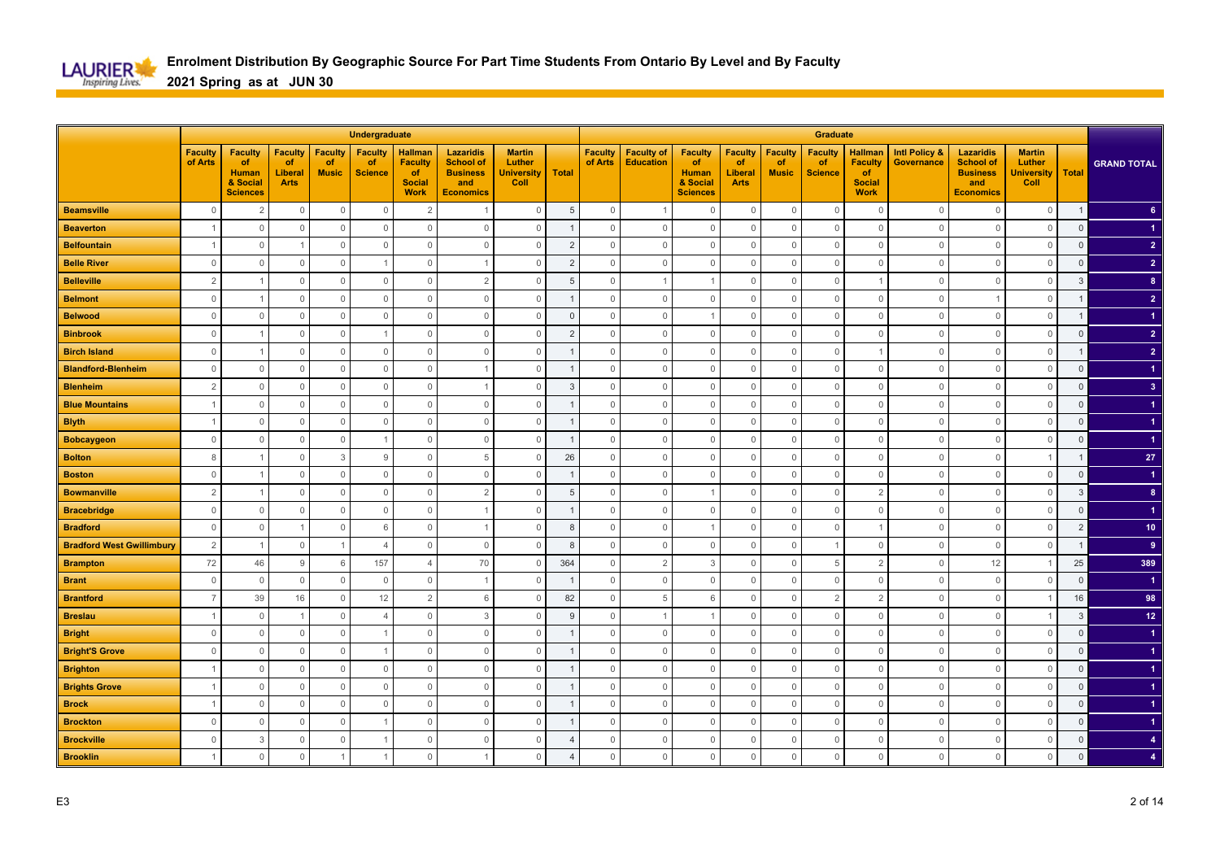# Enrolment Distribution By Geographic Source For Part Time Students From Ontario By Level and By Faculty

## 2021 Spring as at JUN 30

| | Undergraduate | | | | | | | | | Graduate | | | | | | | | | | | |
|---|---|---|---|---|---|---|---|---|---|---|---|---|---|---|---|---|---|---|---|---|---|
| | Faculty of Arts | Faculty of Human & Social Sciences | Faculty of Liberal Arts | Faculty of Music | Faculty of Science | Hallman Faculty of Social Work | Lazaridis School of Business and Economics | Martin Luther University Coll | Total | Faculty of Arts | Faculty of Education | Faculty of Human & Social Sciences | Faculty of Liberal Arts | Faculty of Music | Faculty of Science | Hallman Faculty of Social Work | Intl Policy & Governance | Lazaridis School of Business and Economics | Martin Luther University Coll | Total | GRAND TOTAL |
| Beamsville | 0 | 2 | 0 | 0 | 0 | 2 | 1 | 0 | 5 | 0 | 1 | 0 | 0 | 0 | 0 | 0 | 0 | 0 | 0 | 1 | 6 |
| Beaverton | 1 | 0 | 0 | 0 | 0 | 0 | 0 | 0 | 1 | 0 | 0 | 0 | 0 | 0 | 0 | 0 | 0 | 0 | 0 | 0 | 1 |
| Belfountain | 1 | 0 | 1 | 0 | 0 | 0 | 0 | 0 | 2 | 0 | 0 | 0 | 0 | 0 | 0 | 0 | 0 | 0 | 0 | 0 | 2 |
| Belle River | 0 | 0 | 0 | 0 | 1 | 0 | 1 | 0 | 2 | 0 | 0 | 0 | 0 | 0 | 0 | 0 | 0 | 0 | 0 | 0 | 2 |
| Belleville | 2 | 1 | 0 | 0 | 0 | 0 | 2 | 0 | 5 | 0 | 1 | 1 | 0 | 0 | 0 | 1 | 0 | 0 | 0 | 3 | 8 |
| Belmont | 0 | 1 | 0 | 0 | 0 | 0 | 0 | 0 | 1 | 0 | 0 | 0 | 0 | 0 | 0 | 0 | 0 | 1 | 0 | 1 | 2 |
| Belwood | 0 | 0 | 0 | 0 | 0 | 0 | 0 | 0 | 0 | 0 | 0 | 1 | 0 | 0 | 0 | 0 | 0 | 0 | 0 | 1 | 1 |
| Binbrook | 0 | 1 | 0 | 0 | 1 | 0 | 0 | 0 | 2 | 0 | 0 | 0 | 0 | 0 | 0 | 0 | 0 | 0 | 0 | 0 | 2 |
| Birch Island | 0 | 1 | 0 | 0 | 0 | 0 | 0 | 0 | 1 | 0 | 0 | 0 | 0 | 0 | 0 | 1 | 0 | 0 | 0 | 1 | 2 |
| Blandford-Blenheim | 0 | 0 | 0 | 0 | 0 | 0 | 1 | 0 | 1 | 0 | 0 | 0 | 0 | 0 | 0 | 0 | 0 | 0 | 0 | 0 | 1 |
| Blenheim | 2 | 0 | 0 | 0 | 0 | 0 | 1 | 0 | 3 | 0 | 0 | 0 | 0 | 0 | 0 | 0 | 0 | 0 | 0 | 0 | 3 |
| Blue Mountains | 1 | 0 | 0 | 0 | 0 | 0 | 0 | 0 | 1 | 0 | 0 | 0 | 0 | 0 | 0 | 0 | 0 | 0 | 0 | 0 | 1 |
| Blyth | 1 | 0 | 0 | 0 | 0 | 0 | 0 | 0 | 1 | 0 | 0 | 0 | 0 | 0 | 0 | 0 | 0 | 0 | 0 | 0 | 1 |
| Bobcaygeon | 0 | 0 | 0 | 0 | 1 | 0 | 0 | 0 | 1 | 0 | 0 | 0 | 0 | 0 | 0 | 0 | 0 | 0 | 0 | 0 | 1 |
| Bolton | 8 | 1 | 0 | 3 | 9 | 0 | 5 | 0 | 26 | 0 | 0 | 0 | 0 | 0 | 0 | 0 | 0 | 0 | 1 | 1 | 27 |
| Boston | 0 | 1 | 0 | 0 | 0 | 0 | 0 | 0 | 1 | 0 | 0 | 0 | 0 | 0 | 0 | 0 | 0 | 0 | 0 | 0 | 1 |
| Bowmanville | 2 | 1 | 0 | 0 | 0 | 0 | 2 | 0 | 5 | 0 | 0 | 1 | 0 | 0 | 0 | 2 | 0 | 0 | 0 | 3 | 8 |
| Bracebridge | 0 | 0 | 0 | 0 | 0 | 0 | 1 | 0 | 1 | 0 | 0 | 0 | 0 | 0 | 0 | 0 | 0 | 0 | 0 | 0 | 1 |
| Bradford | 0 | 0 | 1 | 0 | 6 | 0 | 1 | 0 | 8 | 0 | 0 | 1 | 0 | 0 | 0 | 1 | 0 | 0 | 0 | 2 | 10 |
| Bradford West Gwillimbury | 2 | 1 | 0 | 1 | 4 | 0 | 0 | 0 | 8 | 0 | 0 | 0 | 0 | 0 | 1 | 0 | 0 | 0 | 0 | 1 | 9 |
| Brampton | 72 | 46 | 9 | 6 | 157 | 4 | 70 | 0 | 364 | 0 | 2 | 3 | 0 | 0 | 5 | 2 | 0 | 12 | 1 | 25 | 389 |
| Brant | 0 | 0 | 0 | 0 | 0 | 0 | 1 | 0 | 1 | 0 | 0 | 0 | 0 | 0 | 0 | 0 | 0 | 0 | 0 | 0 | 1 |
| Brantford | 7 | 39 | 16 | 0 | 12 | 2 | 6 | 0 | 82 | 0 | 5 | 6 | 0 | 0 | 2 | 2 | 0 | 0 | 1 | 16 | 98 |
| Breslau | 1 | 0 | 1 | 0 | 4 | 0 | 3 | 0 | 9 | 0 | 1 | 1 | 0 | 0 | 0 | 0 | 0 | 0 | 1 | 3 | 12 |
| Bright | 0 | 0 | 0 | 0 | 1 | 0 | 0 | 0 | 1 | 0 | 0 | 0 | 0 | 0 | 0 | 0 | 0 | 0 | 0 | 0 | 1 |
| Bright'S Grove | 0 | 0 | 0 | 0 | 1 | 0 | 0 | 0 | 1 | 0 | 0 | 0 | 0 | 0 | 0 | 0 | 0 | 0 | 0 | 0 | 1 |
| Brighton | 1 | 0 | 0 | 0 | 0 | 0 | 0 | 0 | 1 | 0 | 0 | 0 | 0 | 0 | 0 | 0 | 0 | 0 | 0 | 0 | 1 |
| Brights Grove | 1 | 0 | 0 | 0 | 0 | 0 | 0 | 0 | 1 | 0 | 0 | 0 | 0 | 0 | 0 | 0 | 0 | 0 | 0 | 0 | 1 |
| Brock | 1 | 0 | 0 | 0 | 0 | 0 | 0 | 0 | 1 | 0 | 0 | 0 | 0 | 0 | 0 | 0 | 0 | 0 | 0 | 0 | 1 |
| Brockton | 0 | 0 | 0 | 0 | 1 | 0 | 0 | 0 | 1 | 0 | 0 | 0 | 0 | 0 | 0 | 0 | 0 | 0 | 0 | 0 | 1 |
| Brockville | 0 | 3 | 0 | 0 | 1 | 0 | 0 | 0 | 4 | 0 | 0 | 0 | 0 | 0 | 0 | 0 | 0 | 0 | 0 | 0 | 4 |
| Brooklin | 1 | 0 | 0 | 1 | 1 | 0 | 1 | 0 | 4 | 0 | 0 | 0 | 0 | 0 | 0 | 0 | 0 | 0 | 0 | 0 | 4 |

E3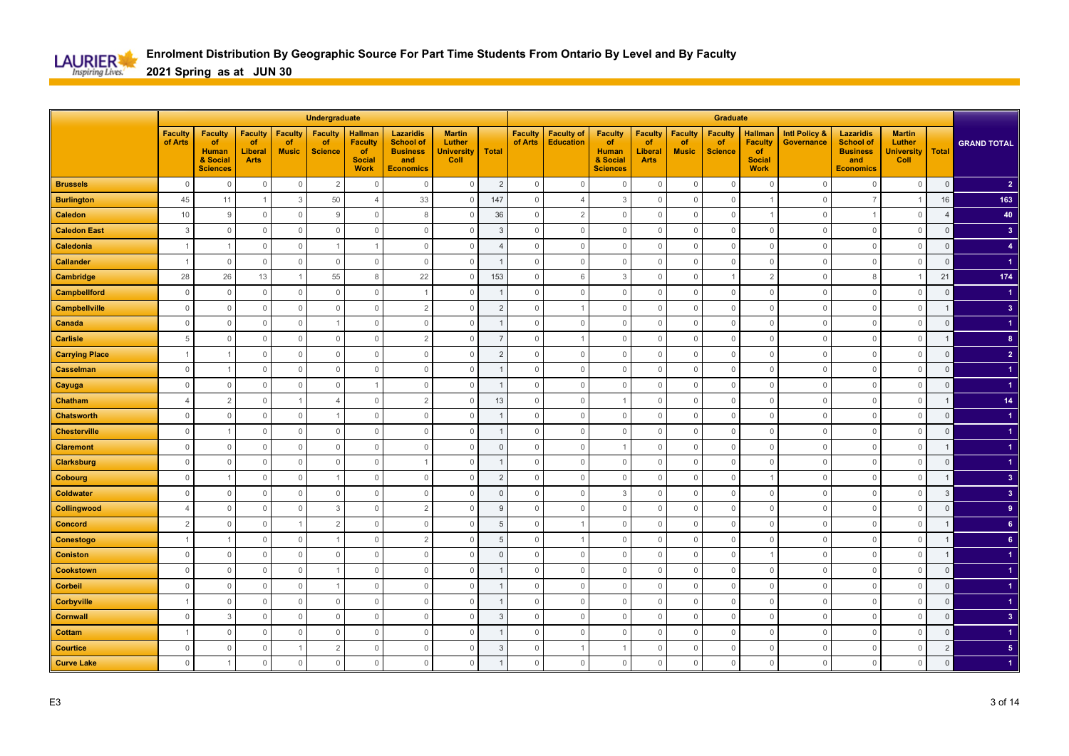# Enrolment Distribution By Geographic Source For Part Time Students From Ontario By Level and By Faculty

## 2021 Spring as at JUN 30

| | Undergraduate | | | | | | | | | Graduate | | | | | | | | | | | |
|---|---|---|---|---|---|---|---|---|---|---|---|---|---|---|---|---|---|---|---|---|---|
| | Faculty of Arts | Faculty of Human & Social Sciences | Faculty of Liberal Arts | Faculty of Music | Faculty of Science | Hallman Faculty of Social Work | Lazaridis School of Business and Economics | Martin Luther University Coll | Total | Faculty of Arts | Faculty of Education | Faculty of Human & Social Sciences | Faculty of Liberal Arts | Faculty of Music | Faculty of Science | Hallman Faculty of Social Work | Intl Policy & Governance | Lazaridis School of Business and Economics | Martin Luther University Coll | Total | GRAND TOTAL |
| **Brussels** | 0 | 0 | 0 | 0 | 2 | 0 | 0 | 0 | 2 | 0 | 0 | 0 | 0 | 0 | 0 | 0 | 0 | 0 | 0 | 0 | 2 |
| **Burlington** | 45 | 11 | 1 | 3 | 50 | 4 | 33 | 0 | 147 | 0 | 4 | 3 | 0 | 0 | 0 | 1 | 0 | 7 | 1 | 16 | 163 |
| **Caledon** | 10 | 9 | 0 | 0 | 9 | 0 | 8 | 0 | 36 | 0 | 2 | 0 | 0 | 0 | 0 | 1 | 0 | 1 | 0 | 4 | 40 |
| **Caledon East** | 3 | 0 | 0 | 0 | 0 | 0 | 0 | 0 | 3 | 0 | 0 | 0 | 0 | 0 | 0 | 0 | 0 | 0 | 0 | 0 | 3 |
| **Caledonia** | 1 | 1 | 0 | 0 | 1 | 1 | 0 | 0 | 4 | 0 | 0 | 0 | 0 | 0 | 0 | 0 | 0 | 0 | 0 | 0 | 4 |
| **Callander** | 1 | 0 | 0 | 0 | 0 | 0 | 0 | 0 | 1 | 0 | 0 | 0 | 0 | 0 | 0 | 0 | 0 | 0 | 0 | 0 | 1 |
| **Cambridge** | 28 | 26 | 13 | 1 | 55 | 8 | 22 | 0 | 153 | 0 | 6 | 3 | 0 | 0 | 1 | 2 | 0 | 8 | 1 | 21 | 174 |
| **Campbellford** | 0 | 0 | 0 | 0 | 0 | 0 | 1 | 0 | 1 | 0 | 0 | 0 | 0 | 0 | 0 | 0 | 0 | 0 | 0 | 0 | 1 |
| **Campbellville** | 0 | 0 | 0 | 0 | 0 | 0 | 2 | 0 | 2 | 0 | 1 | 0 | 0 | 0 | 0 | 0 | 0 | 0 | 0 | 1 | 3 |
| **Canada** | 0 | 0 | 0 | 0 | 1 | 0 | 0 | 0 | 1 | 0 | 0 | 0 | 0 | 0 | 0 | 0 | 0 | 0 | 0 | 0 | 1 |
| **Carlisle** | 5 | 0 | 0 | 0 | 0 | 0 | 2 | 0 | 7 | 0 | 1 | 0 | 0 | 0 | 0 | 0 | 0 | 0 | 0 | 1 | 8 |
| **Carrying Place** | 1 | 1 | 0 | 0 | 0 | 0 | 0 | 0 | 2 | 0 | 0 | 0 | 0 | 0 | 0 | 0 | 0 | 0 | 0 | 0 | 2 |
| **Casselman** | 0 | 1 | 0 | 0 | 0 | 0 | 0 | 0 | 1 | 0 | 0 | 0 | 0 | 0 | 0 | 0 | 0 | 0 | 0 | 0 | 1 |
| **Cayuga** | 0 | 0 | 0 | 0 | 0 | 1 | 0 | 0 | 1 | 0 | 0 | 0 | 0 | 0 | 0 | 0 | 0 | 0 | 0 | 0 | 1 |
| **Chatham** | 4 | 2 | 0 | 1 | 4 | 0 | 2 | 0 | 13 | 0 | 0 | 1 | 0 | 0 | 0 | 0 | 0 | 0 | 0 | 1 | 14 |
| **Chatsworth** | 0 | 0 | 0 | 0 | 1 | 0 | 0 | 0 | 1 | 0 | 0 | 0 | 0 | 0 | 0 | 0 | 0 | 0 | 0 | 0 | 1 |
| **Chesterville** | 0 | 1 | 0 | 0 | 0 | 0 | 0 | 0 | 1 | 0 | 0 | 0 | 0 | 0 | 0 | 0 | 0 | 0 | 0 | 0 | 1 |
| **Claremont** | 0 | 0 | 0 | 0 | 0 | 0 | 0 | 0 | 0 | 0 | 0 | 1 | 0 | 0 | 0 | 0 | 0 | 0 | 0 | 1 | 1 |
| **Clarksburg** | 0 | 0 | 0 | 0 | 0 | 0 | 1 | 0 | 1 | 0 | 0 | 0 | 0 | 0 | 0 | 0 | 0 | 0 | 0 | 0 | 1 |
| **Cobourg** | 0 | 1 | 0 | 0 | 1 | 0 | 0 | 0 | 2 | 0 | 0 | 0 | 0 | 0 | 0 | 1 | 0 | 0 | 0 | 1 | 3 |
| **Coldwater** | 0 | 0 | 0 | 0 | 0 | 0 | 0 | 0 | 0 | 0 | 0 | 3 | 0 | 0 | 0 | 0 | 0 | 0 | 0 | 3 | 3 |
| **Collingwood** | 4 | 0 | 0 | 0 | 3 | 0 | 2 | 0 | 9 | 0 | 0 | 0 | 0 | 0 | 0 | 0 | 0 | 0 | 0 | 0 | 9 |
| **Concord** | 2 | 0 | 0 | 1 | 2 | 0 | 0 | 0 | 5 | 0 | 1 | 0 | 0 | 0 | 0 | 0 | 0 | 0 | 0 | 1 | 6 |
| **Conestogo** | 1 | 1 | 0 | 0 | 1 | 0 | 2 | 0 | 5 | 0 | 1 | 0 | 0 | 0 | 0 | 0 | 0 | 0 | 0 | 1 | 6 |
| **Coniston** | 0 | 0 | 0 | 0 | 0 | 0 | 0 | 0 | 0 | 0 | 0 | 0 | 0 | 0 | 0 | 1 | 0 | 0 | 0 | 1 | 1 |
| **Cookstown** | 0 | 0 | 0 | 0 | 1 | 0 | 0 | 0 | 1 | 0 | 0 | 0 | 0 | 0 | 0 | 0 | 0 | 0 | 0 | 0 | 1 |
| **Corbeil** | 0 | 0 | 0 | 0 | 1 | 0 | 0 | 0 | 1 | 0 | 0 | 0 | 0 | 0 | 0 | 0 | 0 | 0 | 0 | 0 | 1 |
| **Corbyville** | 1 | 0 | 0 | 0 | 0 | 0 | 0 | 0 | 1 | 0 | 0 | 0 | 0 | 0 | 0 | 0 | 0 | 0 | 0 | 0 | 1 |
| **Cornwall** | 0 | 3 | 0 | 0 | 0 | 0 | 0 | 0 | 3 | 0 | 0 | 0 | 0 | 0 | 0 | 0 | 0 | 0 | 0 | 0 | 3 |
| **Cottam** | 1 | 0 | 0 | 0 | 0 | 0 | 0 | 0 | 1 | 0 | 0 | 0 | 0 | 0 | 0 | 0 | 0 | 0 | 0 | 0 | 1 |
| **Courtice** | 0 | 0 | 0 | 1 | 2 | 0 | 0 | 0 | 3 | 0 | 1 | 1 | 0 | 0 | 0 | 0 | 0 | 0 | 0 | 2 | 5 |
| **Curve Lake** | 0 | 1 | 0 | 0 | 0 | 0 | 0 | 0 | 1 | 0 | 0 | 0 | 0 | 0 | 0 | 0 | 0 | 0 | 0 | 0 | 1 |

E3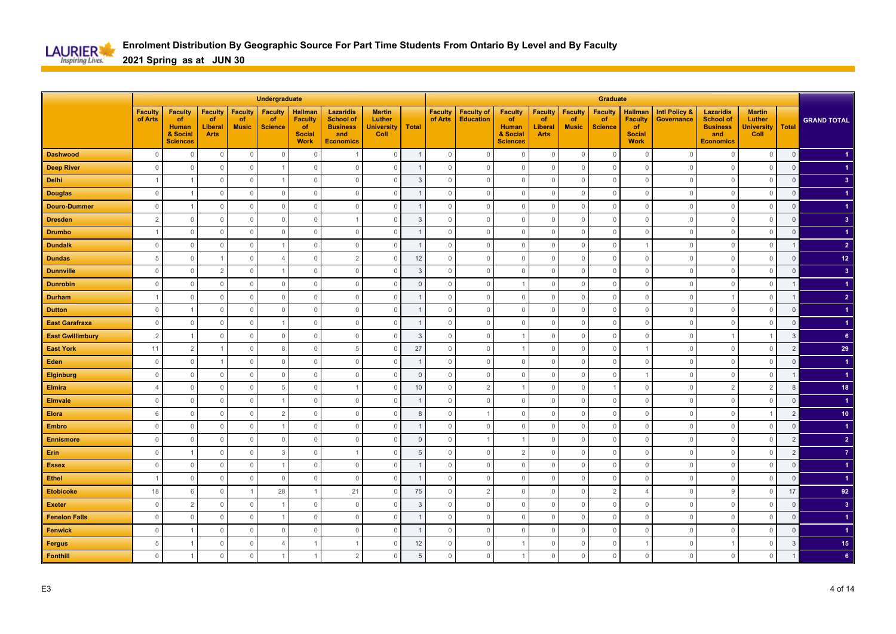# Enrolment Distribution By Geographic Source For Part Time Students From Ontario By Level and By Faculty

## 2021 Spring as at JUN 30

| | Undergraduate | | | | | | | | | Graduate | | | | | | | | | | | |
|---|---|---|---|---|---|---|---|---|---|---|---|---|---|---|---|---|---|---|---|---|---|
| | Faculty of Arts | Faculty of Human & Social Sciences | Faculty of Liberal Arts | Faculty of Music | Faculty of Science | Hallman Faculty of Social Work | Lazaridis School of Business and Economics | Martin Luther University Coll | Total | Faculty of Arts | Faculty of Education | Faculty of Human & Social Sciences | Faculty of Liberal Arts | Faculty of Music | Faculty of Science | Hallman Faculty of Social Work | Intl Policy & Governance | Lazaridis School of Business and Economics | Martin Luther University Coll | Total | GRAND TOTAL |
| Dashwood | 0 | 0 | 0 | 0 | 0 | 0 | 1 | 0 | 1 | 0 | 0 | 0 | 0 | 0 | 0 | 0 | 0 | 0 | 0 | 0 | 1 |
| Deep River | 0 | 0 | 0 | 0 | 1 | 0 | 0 | 0 | 1 | 0 | 0 | 0 | 0 | 0 | 0 | 0 | 0 | 0 | 0 | 0 | 1 |
| Delhi | 1 | 1 | 0 | 0 | 1 | 0 | 0 | 0 | 3 | 0 | 0 | 0 | 0 | 0 | 0 | 0 | 0 | 0 | 0 | 0 | 3 |
| Douglas | 0 | 1 | 0 | 0 | 0 | 0 | 0 | 0 | 1 | 0 | 0 | 0 | 0 | 0 | 0 | 0 | 0 | 0 | 0 | 0 | 1 |
| Douro-Dummer | 0 | 1 | 0 | 0 | 0 | 0 | 0 | 0 | 1 | 0 | 0 | 0 | 0 | 0 | 0 | 0 | 0 | 0 | 0 | 0 | 1 |
| Dresden | 2 | 0 | 0 | 0 | 0 | 0 | 1 | 0 | 3 | 0 | 0 | 0 | 0 | 0 | 0 | 0 | 0 | 0 | 0 | 0 | 3 |
| Drumbo | 1 | 0 | 0 | 0 | 0 | 0 | 0 | 0 | 1 | 0 | 0 | 0 | 0 | 0 | 0 | 0 | 0 | 0 | 0 | 0 | 1 |
| Dundalk | 0 | 0 | 0 | 0 | 1 | 0 | 0 | 0 | 1 | 0 | 0 | 0 | 0 | 0 | 0 | 1 | 0 | 0 | 0 | 1 | 2 |
| Dundas | 5 | 0 | 1 | 0 | 4 | 0 | 2 | 0 | 12 | 0 | 0 | 0 | 0 | 0 | 0 | 0 | 0 | 0 | 0 | 0 | 12 |
| Dunnville | 0 | 0 | 2 | 0 | 1 | 0 | 0 | 0 | 3 | 0 | 0 | 0 | 0 | 0 | 0 | 0 | 0 | 0 | 0 | 0 | 3 |
| Dunrobin | 0 | 0 | 0 | 0 | 0 | 0 | 0 | 0 | 0 | 0 | 0 | 1 | 0 | 0 | 0 | 0 | 0 | 0 | 0 | 1 | 1 |
| Durham | 1 | 0 | 0 | 0 | 0 | 0 | 0 | 0 | 1 | 0 | 0 | 0 | 0 | 0 | 0 | 0 | 0 | 1 | 0 | 1 | 2 |
| Dutton | 0 | 1 | 0 | 0 | 0 | 0 | 0 | 0 | 1 | 0 | 0 | 0 | 0 | 0 | 0 | 0 | 0 | 0 | 0 | 0 | 1 |
| East Garafraxa | 0 | 0 | 0 | 0 | 1 | 0 | 0 | 0 | 1 | 0 | 0 | 0 | 0 | 0 | 0 | 0 | 0 | 0 | 0 | 0 | 1 |
| East Gwillimbury | 2 | 1 | 0 | 0 | 0 | 0 | 0 | 0 | 3 | 0 | 0 | 1 | 0 | 0 | 0 | 0 | 0 | 1 | 1 | 3 | 6 |
| East York | 11 | 2 | 1 | 0 | 8 | 0 | 5 | 0 | 27 | 0 | 0 | 1 | 0 | 0 | 0 | 1 | 0 | 0 | 0 | 2 | 29 |
| Eden | 0 | 0 | 1 | 0 | 0 | 0 | 0 | 0 | 1 | 0 | 0 | 0 | 0 | 0 | 0 | 0 | 0 | 0 | 0 | 0 | 1 |
| Elginburg | 0 | 0 | 0 | 0 | 0 | 0 | 0 | 0 | 0 | 0 | 0 | 0 | 0 | 0 | 0 | 1 | 0 | 0 | 0 | 1 | 1 |
| Elmira | 4 | 0 | 0 | 0 | 5 | 0 | 1 | 0 | 10 | 0 | 2 | 1 | 0 | 0 | 1 | 0 | 0 | 2 | 2 | 8 | 18 |
| Elmvale | 0 | 0 | 0 | 0 | 1 | 0 | 0 | 0 | 1 | 0 | 0 | 0 | 0 | 0 | 0 | 0 | 0 | 0 | 0 | 0 | 1 |
| Elora | 6 | 0 | 0 | 0 | 2 | 0 | 0 | 0 | 8 | 0 | 1 | 0 | 0 | 0 | 0 | 0 | 0 | 0 | 1 | 2 | 10 |
| Embro | 0 | 0 | 0 | 0 | 1 | 0 | 0 | 0 | 1 | 0 | 0 | 0 | 0 | 0 | 0 | 0 | 0 | 0 | 0 | 0 | 1 |
| Ennismore | 0 | 0 | 0 | 0 | 0 | 0 | 0 | 0 | 0 | 0 | 1 | 1 | 0 | 0 | 0 | 0 | 0 | 0 | 0 | 2 | 2 |
| Erin | 0 | 1 | 0 | 0 | 3 | 0 | 1 | 0 | 5 | 0 | 0 | 2 | 0 | 0 | 0 | 0 | 0 | 0 | 0 | 2 | 7 |
| Essex | 0 | 0 | 0 | 0 | 1 | 0 | 0 | 0 | 1 | 0 | 0 | 0 | 0 | 0 | 0 | 0 | 0 | 0 | 0 | 0 | 1 |
| Ethel | 1 | 0 | 0 | 0 | 0 | 0 | 0 | 0 | 1 | 0 | 0 | 0 | 0 | 0 | 0 | 0 | 0 | 0 | 0 | 0 | 1 |
| Etobicoke | 18 | 6 | 0 | 1 | 28 | 1 | 21 | 0 | 75 | 0 | 2 | 0 | 0 | 0 | 2 | 4 | 0 | 9 | 0 | 17 | 92 |
| Exeter | 0 | 2 | 0 | 0 | 1 | 0 | 0 | 0 | 3 | 0 | 0 | 0 | 0 | 0 | 0 | 0 | 0 | 0 | 0 | 0 | 3 |
| Fenelon Falls | 0 | 0 | 0 | 0 | 1 | 0 | 0 | 0 | 1 | 0 | 0 | 0 | 0 | 0 | 0 | 0 | 0 | 0 | 0 | 0 | 1 |
| Fenwick | 0 | 1 | 0 | 0 | 0 | 0 | 0 | 0 | 1 | 0 | 0 | 0 | 0 | 0 | 0 | 0 | 0 | 0 | 0 | 0 | 1 |
| Fergus | 5 | 1 | 0 | 0 | 4 | 1 | 1 | 0 | 12 | 0 | 0 | 1 | 0 | 0 | 0 | 1 | 0 | 1 | 0 | 3 | 15 |
| Fonthill | 0 | 1 | 0 | 0 | 1 | 1 | 2 | 0 | 5 | 0 | 0 | 1 | 0 | 0 | 0 | 0 | 0 | 0 | 0 | 1 | 6 |

E3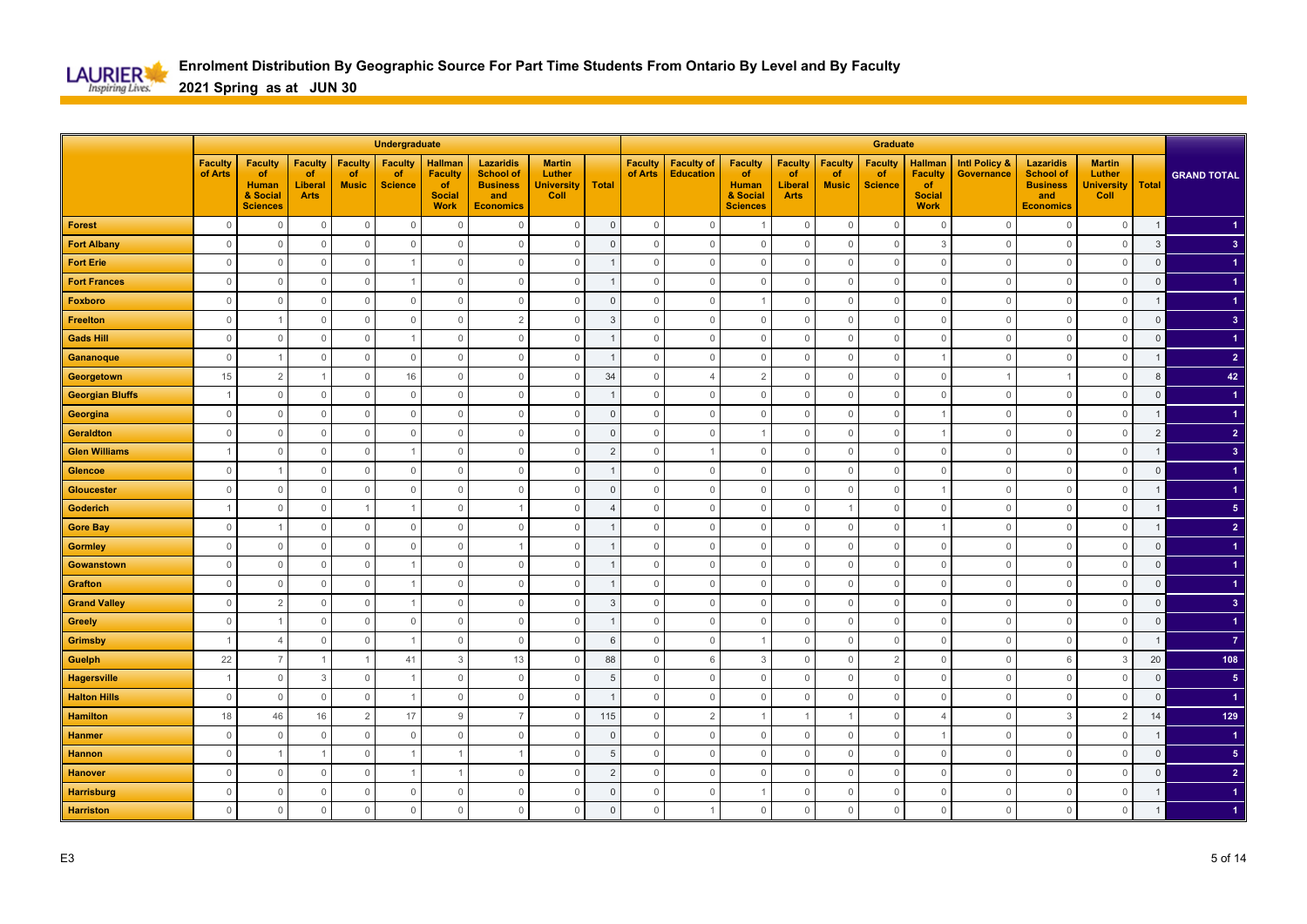# Enrolment Distribution By Geographic Source For Part Time Students From Ontario By Level and By Faculty

## 2021 Spring as at JUN 30

| | Undergraduate | | | | | | | | | Graduate | | | | | | | | | | | |
|---|---|---|---|---|---|---|---|---|---|---|---|---|---|---|---|---|---|---|---|---|---|
| | Faculty of Arts | Faculty of Human & Social Sciences | Faculty of Liberal Arts | Faculty of Music | Faculty of Science | Hallman Faculty of Social Work | Lazaridis School of Business and Economics | Martin Luther University Coll | Total | Faculty of Arts | Faculty of Education | Faculty of Human & Social Sciences | Faculty of Liberal Arts | Faculty of Music | Faculty of Science | Hallman Faculty of Social Work | Intl Policy & Governance | Lazaridis School of Business and Economics | Martin Luther University Coll | Total | GRAND TOTAL |
| Forest | 0 | 0 | 0 | 0 | 0 | 0 | 0 | 0 | 0 | 0 | 0 | 1 | 0 | 0 | 0 | 0 | 0 | 0 | 0 | 1 | 1 |
| Fort Albany | 0 | 0 | 0 | 0 | 0 | 0 | 0 | 0 | 0 | 0 | 0 | 0 | 0 | 0 | 0 | 3 | 0 | 0 | 0 | 3 | 3 |
| Fort Erie | 0 | 0 | 0 | 0 | 1 | 0 | 0 | 0 | 1 | 0 | 0 | 0 | 0 | 0 | 0 | 0 | 0 | 0 | 0 | 0 | 1 |
| Fort Frances | 0 | 0 | 0 | 0 | 1 | 0 | 0 | 0 | 1 | 0 | 0 | 0 | 0 | 0 | 0 | 0 | 0 | 0 | 0 | 0 | 1 |
| Foxboro | 0 | 0 | 0 | 0 | 0 | 0 | 0 | 0 | 0 | 0 | 0 | 1 | 0 | 0 | 0 | 0 | 0 | 0 | 0 | 1 | 1 |
| Freelton | 0 | 1 | 0 | 0 | 0 | 0 | 2 | 0 | 3 | 0 | 0 | 0 | 0 | 0 | 0 | 0 | 0 | 0 | 0 | 0 | 3 |
| Gads Hill | 0 | 0 | 0 | 0 | 1 | 0 | 0 | 0 | 1 | 0 | 0 | 0 | 0 | 0 | 0 | 0 | 0 | 0 | 0 | 0 | 1 |
| Gananoque | 0 | 1 | 0 | 0 | 0 | 0 | 0 | 0 | 1 | 0 | 0 | 0 | 0 | 0 | 0 | 1 | 0 | 0 | 0 | 1 | 2 |
| Georgetown | 15 | 2 | 1 | 0 | 16 | 0 | 0 | 0 | 34 | 0 | 4 | 2 | 0 | 0 | 0 | 0 | 1 | 1 | 0 | 8 | 42 |
| Georgian Bluffs | 1 | 0 | 0 | 0 | 0 | 0 | 0 | 0 | 1 | 0 | 0 | 0 | 0 | 0 | 0 | 0 | 0 | 0 | 0 | 0 | 1 |
| Georgina | 0 | 0 | 0 | 0 | 0 | 0 | 0 | 0 | 0 | 0 | 0 | 0 | 0 | 0 | 0 | 1 | 0 | 0 | 0 | 1 | 1 |
| Geraldton | 0 | 0 | 0 | 0 | 0 | 0 | 0 | 0 | 0 | 0 | 0 | 1 | 0 | 0 | 0 | 1 | 0 | 0 | 0 | 2 | 2 |
| Glen Williams | 1 | 0 | 0 | 0 | 1 | 0 | 0 | 0 | 2 | 0 | 1 | 0 | 0 | 0 | 0 | 0 | 0 | 0 | 0 | 1 | 3 |
| Glencoe | 0 | 1 | 0 | 0 | 0 | 0 | 0 | 0 | 1 | 0 | 0 | 0 | 0 | 0 | 0 | 0 | 0 | 0 | 0 | 0 | 1 |
| Gloucester | 0 | 0 | 0 | 0 | 0 | 0 | 0 | 0 | 0 | 0 | 0 | 0 | 0 | 0 | 0 | 1 | 0 | 0 | 0 | 1 | 1 |
| Goderich | 1 | 0 | 0 | 1 | 1 | 0 | 1 | 0 | 4 | 0 | 0 | 0 | 0 | 1 | 0 | 0 | 0 | 0 | 0 | 1 | 5 |
| Gore Bay | 0 | 1 | 0 | 0 | 0 | 0 | 0 | 0 | 1 | 0 | 0 | 0 | 0 | 0 | 0 | 1 | 0 | 0 | 0 | 1 | 2 |
| Gormley | 0 | 0 | 0 | 0 | 0 | 0 | 1 | 0 | 1 | 0 | 0 | 0 | 0 | 0 | 0 | 0 | 0 | 0 | 0 | 0 | 1 |
| Gowanstown | 0 | 0 | 0 | 0 | 1 | 0 | 0 | 0 | 1 | 0 | 0 | 0 | 0 | 0 | 0 | 0 | 0 | 0 | 0 | 0 | 1 |
| Grafton | 0 | 0 | 0 | 0 | 1 | 0 | 0 | 0 | 1 | 0 | 0 | 0 | 0 | 0 | 0 | 0 | 0 | 0 | 0 | 0 | 1 |
| Grand Valley | 0 | 2 | 0 | 0 | 1 | 0 | 0 | 0 | 3 | 0 | 0 | 0 | 0 | 0 | 0 | 0 | 0 | 0 | 0 | 0 | 3 |
| Greely | 0 | 1 | 0 | 0 | 0 | 0 | 0 | 0 | 1 | 0 | 0 | 0 | 0 | 0 | 0 | 0 | 0 | 0 | 0 | 0 | 1 |
| Grimsby | 1 | 4 | 0 | 0 | 1 | 0 | 0 | 0 | 6 | 0 | 0 | 1 | 0 | 0 | 0 | 0 | 0 | 0 | 0 | 1 | 7 |
| Guelph | 22 | 7 | 1 | 1 | 41 | 3 | 13 | 0 | 88 | 0 | 6 | 3 | 0 | 0 | 2 | 0 | 0 | 6 | 3 | 20 | 108 |
| Hagersville | 1 | 0 | 3 | 0 | 1 | 0 | 0 | 0 | 5 | 0 | 0 | 0 | 0 | 0 | 0 | 0 | 0 | 0 | 0 | 0 | 5 |
| Halton Hills | 0 | 0 | 0 | 0 | 1 | 0 | 0 | 0 | 1 | 0 | 0 | 0 | 0 | 0 | 0 | 0 | 0 | 0 | 0 | 0 | 1 |
| Hamilton | 18 | 46 | 16 | 2 | 17 | 9 | 7 | 0 | 115 | 0 | 2 | 1 | 1 | 1 | 0 | 4 | 0 | 3 | 2 | 14 | 129 |
| Hanmer | 0 | 0 | 0 | 0 | 0 | 0 | 0 | 0 | 0 | 0 | 0 | 0 | 0 | 0 | 0 | 1 | 0 | 0 | 0 | 1 | 1 |
| Hannon | 0 | 1 | 1 | 0 | 1 | 1 | 1 | 0 | 5 | 0 | 0 | 0 | 0 | 0 | 0 | 0 | 0 | 0 | 0 | 0 | 5 |
| Hanover | 0 | 0 | 0 | 0 | 1 | 1 | 0 | 0 | 2 | 0 | 0 | 0 | 0 | 0 | 0 | 0 | 0 | 0 | 0 | 0 | 2 |
| Harrisburg | 0 | 0 | 0 | 0 | 0 | 0 | 0 | 0 | 0 | 0 | 0 | 1 | 0 | 0 | 0 | 0 | 0 | 0 | 0 | 1 | 1 |
| Harriston | 0 | 0 | 0 | 0 | 0 | 0 | 0 | 0 | 0 | 0 | 1 | 0 | 0 | 0 | 0 | 0 | 0 | 0 | 0 | 1 | 1 |

E3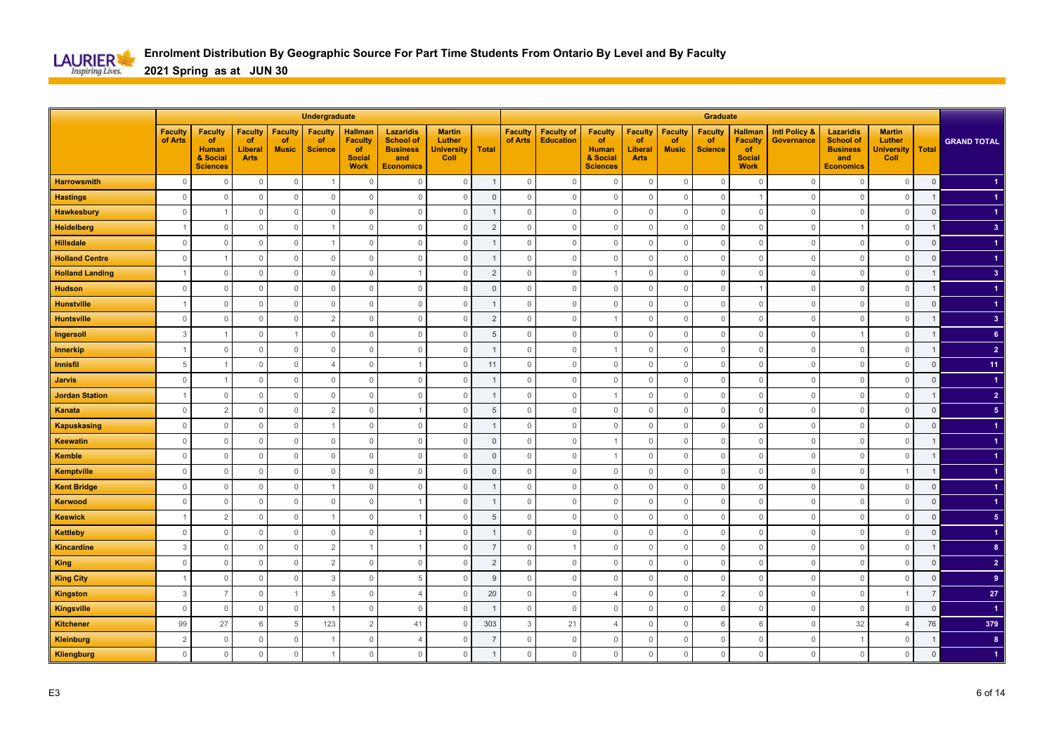# Enrolment Distribution By Geographic Source For Part Time Students From Ontario By Level and By Faculty

## 2021 Spring as at JUN 30

| | Undergraduate | | | | | | | | | Graduate | | | | | | | | | | | |
|---|---|---|---|---|---|---|---|---|---|---|---|---|---|---|---|---|---|---|---|---|---|
| | Faculty of Arts | Faculty of Human & Social Sciences | Faculty of Liberal Arts | Faculty of Music | Faculty of Science | Hallman Faculty of Social Work | Lazaridis School of Business and Economics | Martin Luther University Coll | Total | Faculty of Arts | Faculty of Education | Faculty of Human & Social Sciences | Faculty of Liberal Arts | Faculty of Music | Faculty of Science | Hallman Faculty of Social Work | Intl Policy & Governance | Lazaridis School of Business and Economics | Martin Luther University Coll | Total | GRAND TOTAL |
| Harrowsmith | 0 | 0 | 0 | 0 | 1 | 0 | 0 | 0 | 1 | 0 | 0 | 0 | 0 | 0 | 0 | 0 | 0 | 0 | 0 | 0 | 1 |
| Hastings | 0 | 0 | 0 | 0 | 0 | 0 | 0 | 0 | 0 | 0 | 0 | 0 | 0 | 0 | 0 | 1 | 0 | 0 | 0 | 1 | 1 |
| Hawkesbury | 0 | 1 | 0 | 0 | 0 | 0 | 0 | 0 | 1 | 0 | 0 | 0 | 0 | 0 | 0 | 0 | 0 | 0 | 0 | 0 | 1 |
| Heidelberg | 1 | 0 | 0 | 0 | 1 | 0 | 0 | 0 | 2 | 0 | 0 | 0 | 0 | 0 | 0 | 0 | 0 | 1 | 0 | 1 | 3 |
| Hillsdale | 0 | 0 | 0 | 0 | 1 | 0 | 0 | 0 | 1 | 0 | 0 | 0 | 0 | 0 | 0 | 0 | 0 | 0 | 0 | 0 | 1 |
| Holland Centre | 0 | 1 | 0 | 0 | 0 | 0 | 0 | 0 | 1 | 0 | 0 | 0 | 0 | 0 | 0 | 0 | 0 | 0 | 0 | 0 | 1 |
| Holland Landing | 1 | 0 | 0 | 0 | 0 | 0 | 1 | 0 | 2 | 0 | 0 | 1 | 0 | 0 | 0 | 0 | 0 | 0 | 0 | 1 | 3 |
| Hudson | 0 | 0 | 0 | 0 | 0 | 0 | 0 | 0 | 0 | 0 | 0 | 0 | 0 | 0 | 0 | 1 | 0 | 0 | 0 | 1 | 1 |
| Hunstville | 1 | 0 | 0 | 0 | 0 | 0 | 0 | 0 | 1 | 0 | 0 | 0 | 0 | 0 | 0 | 0 | 0 | 0 | 0 | 0 | 1 |
| Huntsville | 0 | 0 | 0 | 0 | 2 | 0 | 0 | 0 | 2 | 0 | 0 | 1 | 0 | 0 | 0 | 0 | 0 | 0 | 0 | 1 | 3 |
| Ingersoll | 3 | 1 | 0 | 1 | 0 | 0 | 0 | 0 | 5 | 0 | 0 | 0 | 0 | 0 | 0 | 0 | 0 | 1 | 0 | 1 | 6 |
| Innerkip | 1 | 0 | 0 | 0 | 0 | 0 | 0 | 0 | 1 | 0 | 0 | 1 | 0 | 0 | 0 | 0 | 0 | 0 | 0 | 1 | 2 |
| Innisfil | 5 | 1 | 0 | 0 | 4 | 0 | 1 | 0 | 11 | 0 | 0 | 0 | 0 | 0 | 0 | 0 | 0 | 0 | 0 | 0 | 11 |
| Jarvis | 0 | 1 | 0 | 0 | 0 | 0 | 0 | 0 | 1 | 0 | 0 | 0 | 0 | 0 | 0 | 0 | 0 | 0 | 0 | 0 | 1 |
| Jordan Station | 1 | 0 | 0 | 0 | 0 | 0 | 0 | 0 | 1 | 0 | 0 | 1 | 0 | 0 | 0 | 0 | 0 | 0 | 0 | 1 | 2 |
| Kanata | 0 | 2 | 0 | 0 | 2 | 0 | 1 | 0 | 5 | 0 | 0 | 0 | 0 | 0 | 0 | 0 | 0 | 0 | 0 | 0 | 5 |
| Kapuskasing | 0 | 0 | 0 | 0 | 1 | 0 | 0 | 0 | 1 | 0 | 0 | 0 | 0 | 0 | 0 | 0 | 0 | 0 | 0 | 0 | 1 |
| Keewatin | 0 | 0 | 0 | 0 | 0 | 0 | 0 | 0 | 0 | 0 | 0 | 1 | 0 | 0 | 0 | 0 | 0 | 0 | 0 | 1 | 1 |
| Kemble | 0 | 0 | 0 | 0 | 0 | 0 | 0 | 0 | 0 | 0 | 0 | 1 | 0 | 0 | 0 | 0 | 0 | 0 | 0 | 1 | 1 |
| Kemptville | 0 | 0 | 0 | 0 | 0 | 0 | 0 | 0 | 0 | 0 | 0 | 0 | 0 | 0 | 0 | 0 | 0 | 0 | 1 | 1 | 1 |
| Kent Bridge | 0 | 0 | 0 | 0 | 1 | 0 | 0 | 0 | 1 | 0 | 0 | 0 | 0 | 0 | 0 | 0 | 0 | 0 | 0 | 0 | 1 |
| Kerwood | 0 | 0 | 0 | 0 | 0 | 0 | 1 | 0 | 1 | 0 | 0 | 0 | 0 | 0 | 0 | 0 | 0 | 0 | 0 | 0 | 1 |
| Keswick | 1 | 2 | 0 | 0 | 1 | 0 | 1 | 0 | 5 | 0 | 0 | 0 | 0 | 0 | 0 | 0 | 0 | 0 | 0 | 0 | 5 |
| Kettleby | 0 | 0 | 0 | 0 | 0 | 0 | 1 | 0 | 1 | 0 | 0 | 0 | 0 | 0 | 0 | 0 | 0 | 0 | 0 | 0 | 1 |
| Kincardine | 3 | 0 | 0 | 0 | 2 | 1 | 1 | 0 | 7 | 0 | 1 | 0 | 0 | 0 | 0 | 0 | 0 | 0 | 0 | 1 | 8 |
| King | 0 | 0 | 0 | 0 | 2 | 0 | 0 | 0 | 2 | 0 | 0 | 0 | 0 | 0 | 0 | 0 | 0 | 0 | 0 | 0 | 2 |
| King City | 1 | 0 | 0 | 0 | 3 | 0 | 5 | 0 | 9 | 0 | 0 | 0 | 0 | 0 | 0 | 0 | 0 | 0 | 0 | 0 | 9 |
| Kingston | 3 | 7 | 0 | 1 | 5 | 0 | 4 | 0 | 20 | 0 | 0 | 4 | 0 | 0 | 2 | 0 | 0 | 0 | 1 | 7 | 27 |
| Kingsville | 0 | 0 | 0 | 0 | 1 | 0 | 0 | 0 | 1 | 0 | 0 | 0 | 0 | 0 | 0 | 0 | 0 | 0 | 0 | 0 | 1 |
| Kitchener | 99 | 27 | 6 | 5 | 123 | 2 | 41 | 0 | 303 | 3 | 21 | 4 | 0 | 0 | 6 | 6 | 0 | 32 | 4 | 76 | 379 |
| Kleinburg | 2 | 0 | 0 | 0 | 1 | 0 | 4 | 0 | 7 | 0 | 0 | 0 | 0 | 0 | 0 | 0 | 0 | 1 | 0 | 1 | 8 |
| Kliengburg | 0 | 0 | 0 | 0 | 1 | 0 | 0 | 0 | 1 | 0 | 0 | 0 | 0 | 0 | 0 | 0 | 0 | 0 | 0 | 0 | 1 |

E3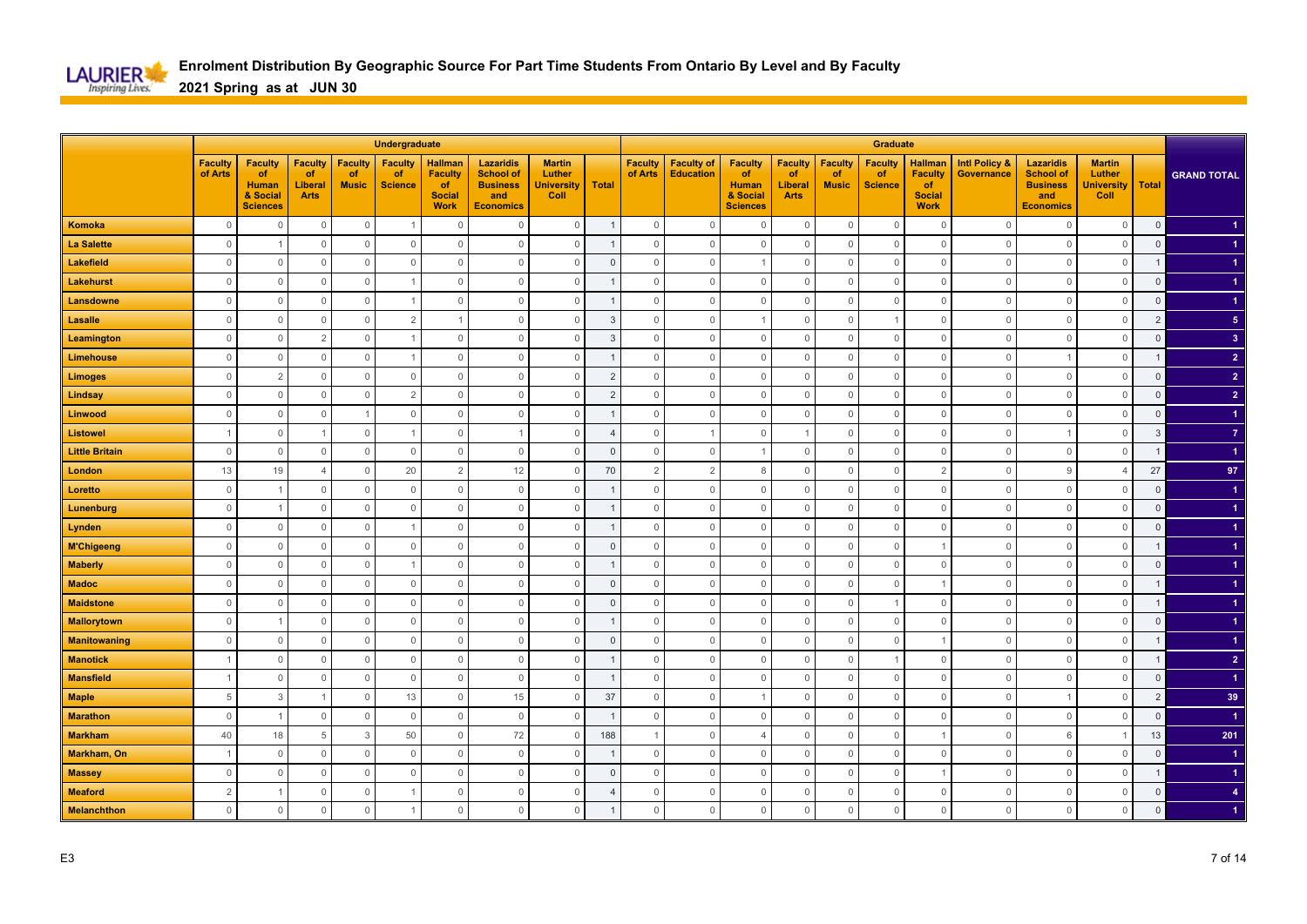# Enrolment Distribution By Geographic Source For Part Time Students From Ontario By Level and By Faculty

## 2021 Spring as at JUN 30

| | Undergraduate | | | | | | | | | Graduate | | | | | | | | | | | |
|---|---|---|---|---|---|---|---|---|---|---|---|---|---|---|---|---|---|---|---|---|---|
| | Faculty of Arts | Faculty of Human & Social Sciences | Faculty of Liberal Arts | Faculty of Music | Faculty of Science | Hallman Faculty of Social Work | Lazaridis School of Business and Economics | Martin Luther University Coll | Total | Faculty of Arts | Faculty of Education | Faculty of Human & Social Sciences | Faculty of Liberal Arts | Faculty of Music | Faculty of Science | Hallman Faculty of Social Work | Intl Policy & Governance | Lazaridis School of Business and Economics | Martin Luther University Coll | Total | GRAND TOTAL |
| Komoka | 0 | 0 | 0 | 0 | 1 | 0 | 0 | 0 | 1 | 0 | 0 | 0 | 0 | 0 | 0 | 0 | 0 | 0 | 0 | 0 | 1 |
| La Salette | 0 | 1 | 0 | 0 | 0 | 0 | 0 | 0 | 1 | 0 | 0 | 0 | 0 | 0 | 0 | 0 | 0 | 0 | 0 | 0 | 1 |
| Lakefield | 0 | 0 | 0 | 0 | 0 | 0 | 0 | 0 | 0 | 0 | 0 | 1 | 0 | 0 | 0 | 0 | 0 | 0 | 0 | 1 | 1 |
| Lakehurst | 0 | 0 | 0 | 0 | 1 | 0 | 0 | 0 | 1 | 0 | 0 | 0 | 0 | 0 | 0 | 0 | 0 | 0 | 0 | 0 | 1 |
| Lansdowne | 0 | 0 | 0 | 0 | 1 | 0 | 0 | 0 | 1 | 0 | 0 | 0 | 0 | 0 | 0 | 0 | 0 | 0 | 0 | 0 | 1 |
| Lasalle | 0 | 0 | 0 | 0 | 2 | 1 | 0 | 0 | 3 | 0 | 0 | 1 | 0 | 0 | 1 | 0 | 0 | 0 | 0 | 2 | 5 |
| Leamington | 0 | 0 | 2 | 0 | 1 | 0 | 0 | 0 | 3 | 0 | 0 | 0 | 0 | 0 | 0 | 0 | 0 | 0 | 0 | 0 | 3 |
| Limehouse | 0 | 0 | 0 | 0 | 1 | 0 | 0 | 0 | 1 | 0 | 0 | 0 | 0 | 0 | 0 | 0 | 0 | 1 | 0 | 1 | 2 |
| Limoges | 0 | 2 | 0 | 0 | 0 | 0 | 0 | 0 | 2 | 0 | 0 | 0 | 0 | 0 | 0 | 0 | 0 | 0 | 0 | 0 | 2 |
| Lindsay | 0 | 0 | 0 | 0 | 2 | 0 | 0 | 0 | 2 | 0 | 0 | 0 | 0 | 0 | 0 | 0 | 0 | 0 | 0 | 0 | 2 |
| Linwood | 0 | 0 | 0 | 1 | 0 | 0 | 0 | 0 | 1 | 0 | 0 | 0 | 0 | 0 | 0 | 0 | 0 | 0 | 0 | 0 | 1 |
| Listowel | 1 | 0 | 1 | 0 | 1 | 0 | 1 | 0 | 4 | 0 | 1 | 0 | 1 | 0 | 0 | 0 | 0 | 1 | 0 | 3 | 7 |
| Little Britain | 0 | 0 | 0 | 0 | 0 | 0 | 0 | 0 | 0 | 0 | 0 | 1 | 0 | 0 | 0 | 0 | 0 | 0 | 0 | 1 | 1 |
| London | 13 | 19 | 4 | 0 | 20 | 2 | 12 | 0 | 70 | 2 | 2 | 8 | 0 | 0 | 0 | 2 | 0 | 9 | 4 | 27 | 97 |
| Loretto | 0 | 1 | 0 | 0 | 0 | 0 | 0 | 0 | 1 | 0 | 0 | 0 | 0 | 0 | 0 | 0 | 0 | 0 | 0 | 0 | 1 |
| Lunenburg | 0 | 1 | 0 | 0 | 0 | 0 | 0 | 0 | 1 | 0 | 0 | 0 | 0 | 0 | 0 | 0 | 0 | 0 | 0 | 0 | 1 |
| Lynden | 0 | 0 | 0 | 0 | 1 | 0 | 0 | 0 | 1 | 0 | 0 | 0 | 0 | 0 | 0 | 0 | 0 | 0 | 0 | 0 | 1 |
| M'Chigeeng | 0 | 0 | 0 | 0 | 0 | 0 | 0 | 0 | 0 | 0 | 0 | 0 | 0 | 0 | 0 | 1 | 0 | 0 | 0 | 1 | 1 |
| Maberly | 0 | 0 | 0 | 0 | 1 | 0 | 0 | 0 | 1 | 0 | 0 | 0 | 0 | 0 | 0 | 0 | 0 | 0 | 0 | 0 | 1 |
| Madoc | 0 | 0 | 0 | 0 | 0 | 0 | 0 | 0 | 0 | 0 | 0 | 0 | 0 | 0 | 0 | 1 | 0 | 0 | 0 | 1 | 1 |
| Maidstone | 0 | 0 | 0 | 0 | 0 | 0 | 0 | 0 | 0 | 0 | 0 | 0 | 0 | 0 | 1 | 0 | 0 | 0 | 0 | 1 | 1 |
| Mallorytown | 0 | 1 | 0 | 0 | 0 | 0 | 0 | 0 | 1 | 0 | 0 | 0 | 0 | 0 | 0 | 0 | 0 | 0 | 0 | 0 | 1 |
| Manitowaning | 0 | 0 | 0 | 0 | 0 | 0 | 0 | 0 | 0 | 0 | 0 | 0 | 0 | 0 | 0 | 1 | 0 | 0 | 0 | 1 | 1 |
| Manotick | 1 | 0 | 0 | 0 | 0 | 0 | 0 | 0 | 1 | 0 | 0 | 0 | 0 | 0 | 1 | 0 | 0 | 0 | 0 | 1 | 2 |
| Mansfield | 1 | 0 | 0 | 0 | 0 | 0 | 0 | 0 | 1 | 0 | 0 | 0 | 0 | 0 | 0 | 0 | 0 | 0 | 0 | 0 | 1 |
| Maple | 5 | 3 | 1 | 0 | 13 | 0 | 15 | 0 | 37 | 0 | 0 | 1 | 0 | 0 | 0 | 0 | 0 | 1 | 0 | 2 | 39 |
| Marathon | 0 | 1 | 0 | 0 | 0 | 0 | 0 | 0 | 1 | 0 | 0 | 0 | 0 | 0 | 0 | 0 | 0 | 0 | 0 | 0 | 1 |
| Markham | 40 | 18 | 5 | 3 | 50 | 0 | 72 | 0 | 188 | 1 | 0 | 4 | 0 | 0 | 0 | 1 | 0 | 6 | 1 | 13 | 201 |
| Markham, On | 1 | 0 | 0 | 0 | 0 | 0 | 0 | 0 | 1 | 0 | 0 | 0 | 0 | 0 | 0 | 0 | 0 | 0 | 0 | 0 | 1 |
| Massey | 0 | 0 | 0 | 0 | 0 | 0 | 0 | 0 | 0 | 0 | 0 | 0 | 0 | 0 | 0 | 1 | 0 | 0 | 0 | 1 | 1 |
| Meaford | 2 | 1 | 0 | 0 | 1 | 0 | 0 | 0 | 4 | 0 | 0 | 0 | 0 | 0 | 0 | 0 | 0 | 0 | 0 | 0 | 4 |
| Melanchthon | 0 | 0 | 0 | 0 | 1 | 0 | 0 | 0 | 1 | 0 | 0 | 0 | 0 | 0 | 0 | 0 | 0 | 0 | 0 | 0 | 1 |

E3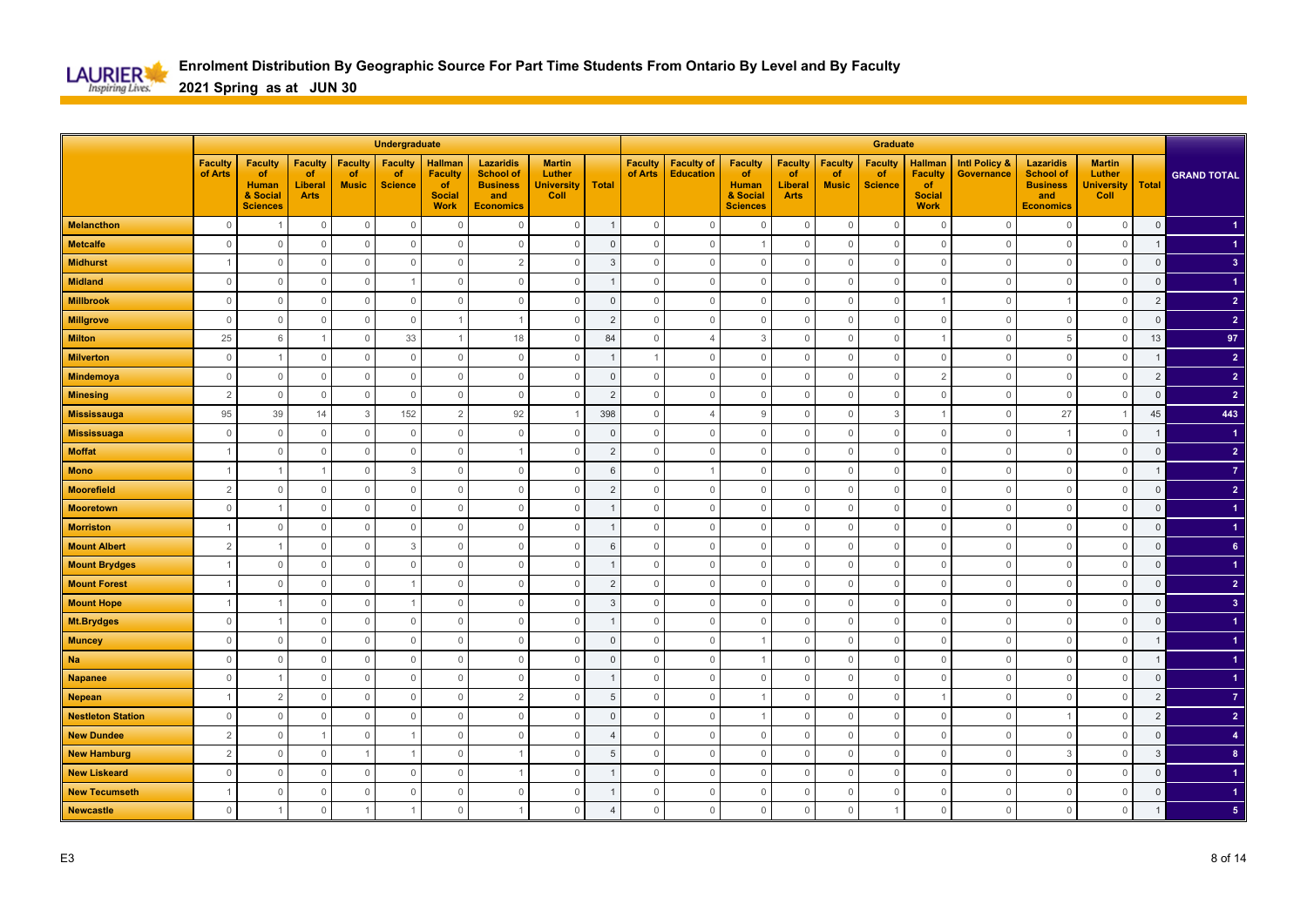# Enrolment Distribution By Geographic Source For Part Time Students From Ontario By Level and By Faculty

## 2021 Spring as at JUN 30

| | Undergraduate | | | | | | | | | Graduate | | | | | | | | | | | |
|---|---|---|---|---|---|---|---|---|---|---|---|---|---|---|---|---|---|---|---|---|---|
| | Faculty of Arts | Faculty of Human & Social Sciences | Faculty of Liberal Arts | Faculty of Music | Faculty of Science | Hallman Faculty of Social Work | Lazaridis School of Business and Economics | Martin Luther University Coll | Total | Faculty of Arts | Faculty of Education | Faculty of Human & Social Sciences | Faculty of Liberal Arts | Faculty of Music | Faculty of Science | Hallman Faculty of Social Work | Intl Policy & Governance | Lazaridis School of Business and Economics | Martin Luther University Coll | Total | GRAND TOTAL |
| Melancthon | 0 | 1 | 0 | 0 | 0 | 0 | 0 | 0 | 1 | 0 | 0 | 0 | 0 | 0 | 0 | 0 | 0 | 0 | 0 | 0 | 1 |
| Metcalfe | 0 | 0 | 0 | 0 | 0 | 0 | 0 | 0 | 0 | 0 | 0 | 1 | 0 | 0 | 0 | 0 | 0 | 0 | 0 | 1 | 1 |
| Midhurst | 1 | 0 | 0 | 0 | 0 | 0 | 2 | 0 | 3 | 0 | 0 | 0 | 0 | 0 | 0 | 0 | 0 | 0 | 0 | 0 | 3 |
| Midland | 0 | 0 | 0 | 0 | 1 | 0 | 0 | 0 | 1 | 0 | 0 | 0 | 0 | 0 | 0 | 0 | 0 | 0 | 0 | 0 | 1 |
| Millbrook | 0 | 0 | 0 | 0 | 0 | 0 | 0 | 0 | 0 | 0 | 0 | 0 | 0 | 0 | 0 | 1 | 0 | 1 | 0 | 2 | 2 |
| Millgrove | 0 | 0 | 0 | 0 | 0 | 1 | 1 | 0 | 2 | 0 | 0 | 0 | 0 | 0 | 0 | 0 | 0 | 0 | 0 | 0 | 2 |
| Milton | 25 | 6 | 1 | 0 | 33 | 1 | 18 | 0 | 84 | 0 | 4 | 3 | 0 | 0 | 0 | 1 | 0 | 5 | 0 | 13 | 97 |
| Milverton | 0 | 1 | 0 | 0 | 0 | 0 | 0 | 0 | 1 | 1 | 0 | 0 | 0 | 0 | 0 | 0 | 0 | 0 | 0 | 1 | 2 |
| Mindemoya | 0 | 0 | 0 | 0 | 0 | 0 | 0 | 0 | 0 | 0 | 0 | 0 | 0 | 0 | 0 | 2 | 0 | 0 | 0 | 2 | 2 |
| Minesing | 2 | 0 | 0 | 0 | 0 | 0 | 0 | 0 | 2 | 0 | 0 | 0 | 0 | 0 | 0 | 0 | 0 | 0 | 0 | 0 | 2 |
| Mississauga | 95 | 39 | 14 | 3 | 152 | 2 | 92 | 1 | 398 | 0 | 4 | 9 | 0 | 0 | 3 | 1 | 0 | 27 | 1 | 45 | 443 |
| Mississuaga | 0 | 0 | 0 | 0 | 0 | 0 | 0 | 0 | 0 | 0 | 0 | 0 | 0 | 0 | 0 | 0 | 0 | 1 | 0 | 1 | 1 |
| Moffat | 1 | 0 | 0 | 0 | 0 | 0 | 1 | 0 | 2 | 0 | 0 | 0 | 0 | 0 | 0 | 0 | 0 | 0 | 0 | 0 | 2 |
| Mono | 1 | 1 | 1 | 0 | 3 | 0 | 0 | 0 | 6 | 0 | 1 | 0 | 0 | 0 | 0 | 0 | 0 | 0 | 0 | 1 | 7 |
| Moorefield | 2 | 0 | 0 | 0 | 0 | 0 | 0 | 0 | 2 | 0 | 0 | 0 | 0 | 0 | 0 | 0 | 0 | 0 | 0 | 0 | 2 |
| Mooretown | 0 | 1 | 0 | 0 | 0 | 0 | 0 | 0 | 1 | 0 | 0 | 0 | 0 | 0 | 0 | 0 | 0 | 0 | 0 | 0 | 1 |
| Morriston | 1 | 0 | 0 | 0 | 0 | 0 | 0 | 0 | 1 | 0 | 0 | 0 | 0 | 0 | 0 | 0 | 0 | 0 | 0 | 0 | 1 |
| Mount Albert | 2 | 1 | 0 | 0 | 3 | 0 | 0 | 0 | 6 | 0 | 0 | 0 | 0 | 0 | 0 | 0 | 0 | 0 | 0 | 0 | 6 |
| Mount Brydges | 1 | 0 | 0 | 0 | 0 | 0 | 0 | 0 | 1 | 0 | 0 | 0 | 0 | 0 | 0 | 0 | 0 | 0 | 0 | 0 | 1 |
| Mount Forest | 1 | 0 | 0 | 0 | 1 | 0 | 0 | 0 | 2 | 0 | 0 | 0 | 0 | 0 | 0 | 0 | 0 | 0 | 0 | 0 | 2 |
| Mount Hope | 1 | 1 | 0 | 0 | 1 | 0 | 0 | 0 | 3 | 0 | 0 | 0 | 0 | 0 | 0 | 0 | 0 | 0 | 0 | 0 | 3 |
| Mt.Brydges | 0 | 1 | 0 | 0 | 0 | 0 | 0 | 0 | 1 | 0 | 0 | 0 | 0 | 0 | 0 | 0 | 0 | 0 | 0 | 0 | 1 |
| Muncey | 0 | 0 | 0 | 0 | 0 | 0 | 0 | 0 | 0 | 0 | 0 | 1 | 0 | 0 | 0 | 0 | 0 | 0 | 0 | 1 | 1 |
| Na | 0 | 0 | 0 | 0 | 0 | 0 | 0 | 0 | 0 | 0 | 0 | 1 | 0 | 0 | 0 | 0 | 0 | 0 | 0 | 1 | 1 |
| Napanee | 0 | 1 | 0 | 0 | 0 | 0 | 0 | 0 | 1 | 0 | 0 | 0 | 0 | 0 | 0 | 0 | 0 | 0 | 0 | 0 | 1 |
| Nepean | 1 | 2 | 0 | 0 | 0 | 0 | 2 | 0 | 5 | 0 | 0 | 1 | 0 | 0 | 0 | 1 | 0 | 0 | 0 | 2 | 7 |
| Nestleton Station | 0 | 0 | 0 | 0 | 0 | 0 | 0 | 0 | 0 | 0 | 0 | 1 | 0 | 0 | 0 | 0 | 0 | 1 | 0 | 2 | 2 |
| New Dundee | 2 | 0 | 1 | 0 | 1 | 0 | 0 | 0 | 4 | 0 | 0 | 0 | 0 | 0 | 0 | 0 | 0 | 0 | 0 | 0 | 4 |
| New Hamburg | 2 | 0 | 0 | 1 | 1 | 0 | 1 | 0 | 5 | 0 | 0 | 0 | 0 | 0 | 0 | 0 | 0 | 3 | 0 | 3 | 8 |
| New Liskeard | 0 | 0 | 0 | 0 | 0 | 0 | 1 | 0 | 1 | 0 | 0 | 0 | 0 | 0 | 0 | 0 | 0 | 0 | 0 | 0 | 1 |
| New Tecumseth | 1 | 0 | 0 | 0 | 0 | 0 | 0 | 0 | 1 | 0 | 0 | 0 | 0 | 0 | 0 | 0 | 0 | 0 | 0 | 0 | 1 |
| Newcastle | 0 | 1 | 0 | 1 | 1 | 0 | 1 | 0 | 4 | 0 | 0 | 0 | 0 | 0 | 1 | 0 | 0 | 0 | 0 | 1 | 5 |

E3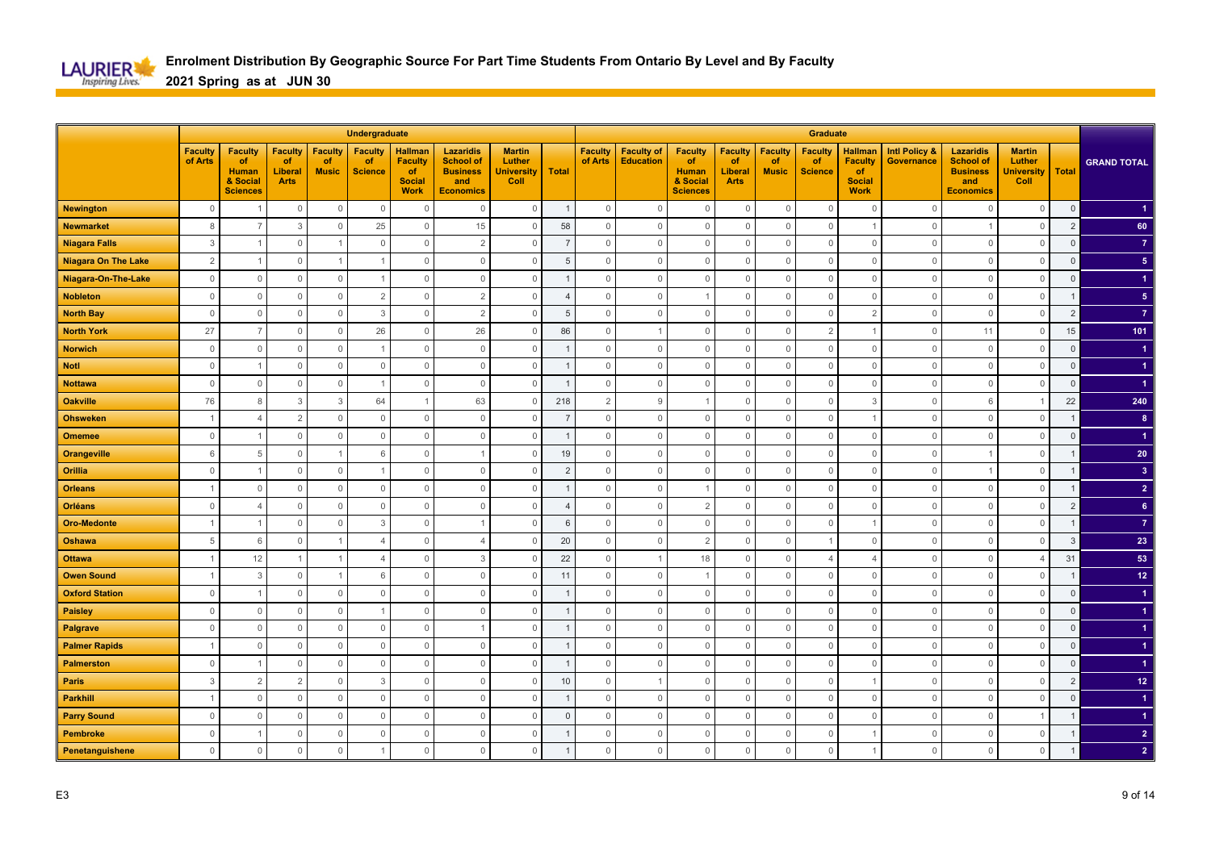# Enrolment Distribution By Geographic Source For Part Time Students From Ontario By Level and By Faculty

## 2021 Spring as at JUN 30

| | Undergraduate | | | | | | | | | Graduate | | | | | | | | | | | |
|---|---|---|---|---|---|---|---|---|---|---|---|---|---|---|---|---|---|---|---|---|---|
| | Faculty of Arts | Faculty of Human & Social Sciences | Faculty of Liberal Arts | Faculty of Music | Faculty of Science | Hallman Faculty of Social Work | Lazaridis School of Business and Economics | Martin Luther University Coll | Total | Faculty of Arts | Faculty of Education | Faculty of Human & Social Sciences | Faculty of Liberal Arts | Faculty of Music | Faculty of Science | Hallman Faculty of Social Work | Intl Policy & Governance | Lazaridis School of Business and Economics | Martin Luther University Coll | Total | GRAND TOTAL |
| Newington | 0 | 1 | 0 | 0 | 0 | 0 | 0 | 0 | 1 | 0 | 0 | 0 | 0 | 0 | 0 | 0 | 0 | 0 | 0 | 0 | 1 |
| Newmarket | 8 | 7 | 3 | 0 | 25 | 0 | 15 | 0 | 58 | 0 | 0 | 0 | 0 | 0 | 0 | 1 | 0 | 1 | 0 | 2 | 60 |
| Niagara Falls | 3 | 1 | 0 | 1 | 0 | 0 | 2 | 0 | 7 | 0 | 0 | 0 | 0 | 0 | 0 | 0 | 0 | 0 | 0 | 0 | 7 |
| Niagara On The Lake | 2 | 1 | 0 | 1 | 1 | 0 | 0 | 0 | 5 | 0 | 0 | 0 | 0 | 0 | 0 | 0 | 0 | 0 | 0 | 0 | 5 |
| Niagara-On-The-Lake | 0 | 0 | 0 | 0 | 1 | 0 | 0 | 0 | 1 | 0 | 0 | 0 | 0 | 0 | 0 | 0 | 0 | 0 | 0 | 0 | 1 |
| Nobleton | 0 | 0 | 0 | 0 | 2 | 0 | 2 | 0 | 4 | 0 | 0 | 1 | 0 | 0 | 0 | 0 | 0 | 0 | 0 | 1 | 5 |
| North Bay | 0 | 0 | 0 | 0 | 3 | 0 | 2 | 0 | 5 | 0 | 0 | 0 | 0 | 0 | 0 | 2 | 0 | 0 | 0 | 2 | 7 |
| North York | 27 | 7 | 0 | 0 | 26 | 0 | 26 | 0 | 86 | 0 | 1 | 0 | 0 | 0 | 2 | 1 | 0 | 11 | 0 | 15 | 101 |
| Norwich | 0 | 0 | 0 | 0 | 1 | 0 | 0 | 0 | 1 | 0 | 0 | 0 | 0 | 0 | 0 | 0 | 0 | 0 | 0 | 0 | 1 |
| Notl | 0 | 1 | 0 | 0 | 0 | 0 | 0 | 0 | 1 | 0 | 0 | 0 | 0 | 0 | 0 | 0 | 0 | 0 | 0 | 0 | 1 |
| Nottawa | 0 | 0 | 0 | 0 | 1 | 0 | 0 | 0 | 1 | 0 | 0 | 0 | 0 | 0 | 0 | 0 | 0 | 0 | 0 | 0 | 1 |
| Oakville | 76 | 8 | 3 | 3 | 64 | 1 | 63 | 0 | 218 | 2 | 9 | 1 | 0 | 0 | 0 | 3 | 0 | 6 | 1 | 22 | 240 |
| Ohsweken | 1 | 4 | 2 | 0 | 0 | 0 | 0 | 0 | 7 | 0 | 0 | 0 | 0 | 0 | 0 | 1 | 0 | 0 | 0 | 1 | 8 |
| Omemee | 0 | 1 | 0 | 0 | 0 | 0 | 0 | 0 | 1 | 0 | 0 | 0 | 0 | 0 | 0 | 0 | 0 | 0 | 0 | 0 | 1 |
| Orangeville | 6 | 5 | 0 | 1 | 6 | 0 | 1 | 0 | 19 | 0 | 0 | 0 | 0 | 0 | 0 | 0 | 0 | 1 | 0 | 1 | 20 |
| Orillia | 0 | 1 | 0 | 0 | 1 | 0 | 0 | 0 | 2 | 0 | 0 | 0 | 0 | 0 | 0 | 0 | 0 | 1 | 0 | 1 | 3 |
| Orleans | 1 | 0 | 0 | 0 | 0 | 0 | 0 | 0 | 1 | 0 | 0 | 1 | 0 | 0 | 0 | 0 | 0 | 0 | 0 | 1 | 2 |
| Orléans | 0 | 4 | 0 | 0 | 0 | 0 | 0 | 0 | 4 | 0 | 0 | 2 | 0 | 0 | 0 | 0 | 0 | 0 | 0 | 2 | 6 |
| Oro-Medonte | 1 | 1 | 0 | 0 | 3 | 0 | 1 | 0 | 6 | 0 | 0 | 0 | 0 | 0 | 0 | 1 | 0 | 0 | 0 | 1 | 7 |
| Oshawa | 5 | 6 | 0 | 1 | 4 | 0 | 4 | 0 | 20 | 0 | 0 | 2 | 0 | 0 | 1 | 0 | 0 | 0 | 0 | 3 | 23 |
| Ottawa | 1 | 12 | 1 | 1 | 4 | 0 | 3 | 0 | 22 | 0 | 1 | 18 | 0 | 0 | 4 | 4 | 0 | 0 | 4 | 31 | 53 |
| Owen Sound | 1 | 3 | 0 | 1 | 6 | 0 | 0 | 0 | 11 | 0 | 0 | 1 | 0 | 0 | 0 | 0 | 0 | 0 | 0 | 1 | 12 |
| Oxford Station | 0 | 1 | 0 | 0 | 0 | 0 | 0 | 0 | 1 | 0 | 0 | 0 | 0 | 0 | 0 | 0 | 0 | 0 | 0 | 0 | 1 |
| Paisley | 0 | 0 | 0 | 0 | 1 | 0 | 0 | 0 | 1 | 0 | 0 | 0 | 0 | 0 | 0 | 0 | 0 | 0 | 0 | 0 | 1 |
| Palgrave | 0 | 0 | 0 | 0 | 0 | 0 | 1 | 0 | 1 | 0 | 0 | 0 | 0 | 0 | 0 | 0 | 0 | 0 | 0 | 0 | 1 |
| Palmer Rapids | 1 | 0 | 0 | 0 | 0 | 0 | 0 | 0 | 1 | 0 | 0 | 0 | 0 | 0 | 0 | 0 | 0 | 0 | 0 | 0 | 1 |
| Palmerston | 0 | 1 | 0 | 0 | 0 | 0 | 0 | 0 | 1 | 0 | 0 | 0 | 0 | 0 | 0 | 0 | 0 | 0 | 0 | 0 | 1 |
| Paris | 3 | 2 | 2 | 0 | 3 | 0 | 0 | 0 | 10 | 0 | 1 | 0 | 0 | 0 | 0 | 1 | 0 | 0 | 0 | 2 | 12 |
| Parkhill | 1 | 0 | 0 | 0 | 0 | 0 | 0 | 0 | 1 | 0 | 0 | 0 | 0 | 0 | 0 | 0 | 0 | 0 | 0 | 0 | 1 |
| Parry Sound | 0 | 0 | 0 | 0 | 0 | 0 | 0 | 0 | 0 | 0 | 0 | 0 | 0 | 0 | 0 | 0 | 0 | 0 | 1 | 1 | 1 |
| Pembroke | 0 | 1 | 0 | 0 | 0 | 0 | 0 | 0 | 1 | 0 | 0 | 0 | 0 | 0 | 0 | 1 | 0 | 0 | 0 | 1 | 2 |
| Penetanguishene | 0 | 0 | 0 | 0 | 1 | 0 | 0 | 0 | 1 | 0 | 0 | 0 | 0 | 0 | 0 | 1 | 0 | 0 | 0 | 1 | 2 |

E3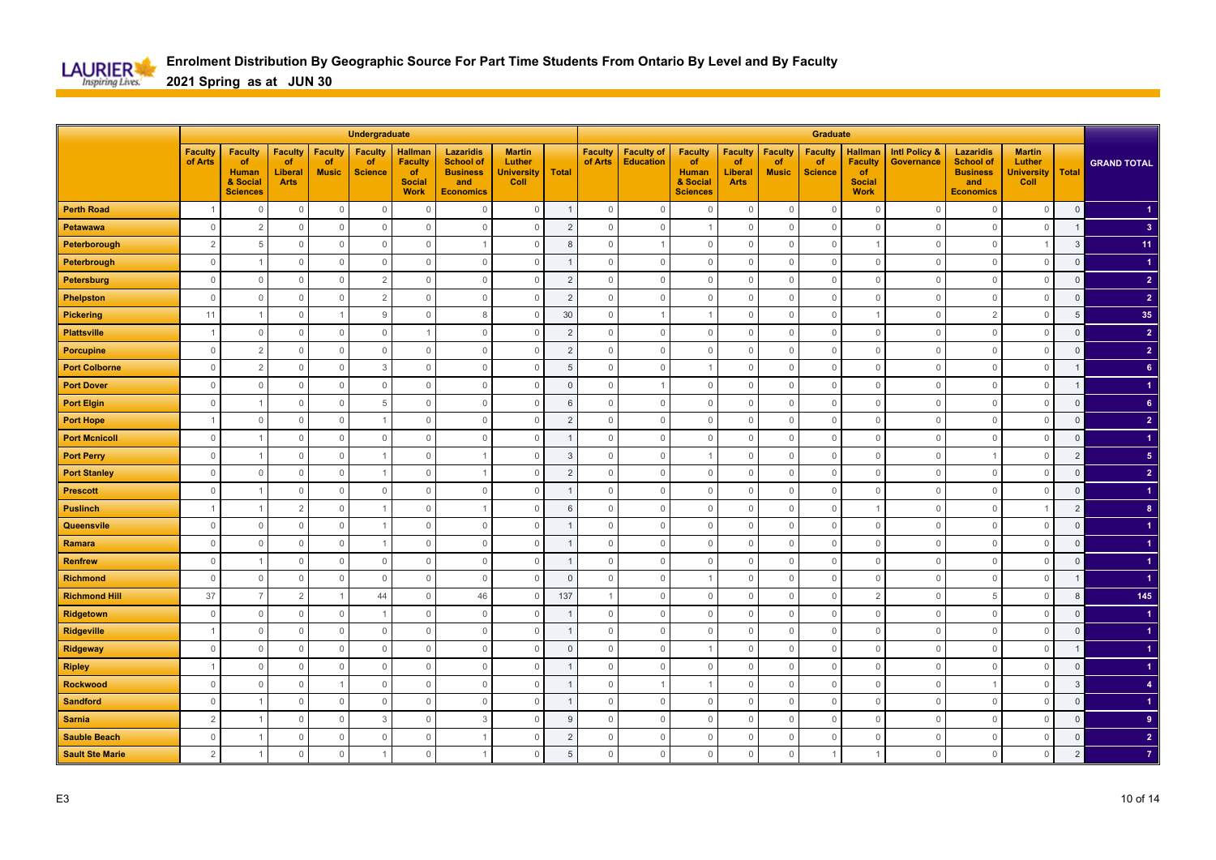# Enrolment Distribution By Geographic Source For Part Time Students From Ontario By Level and By Faculty

## 2021 Spring as at JUN 30

| | Undergraduate | | | | | | | | | Graduate | | | | | | | | | | | |
|---|---|---|---|---|---|---|---|---|---|---|---|---|---|---|---|---|---|---|---|---|---|
| | Faculty of Arts | Faculty of Human & Social Sciences | Faculty of Liberal Arts | Faculty of Music | Faculty of Science | Hallman Faculty of Social Work | Lazaridis School of Business and Economics | Martin Luther University Coll | Total | Faculty of Arts | Faculty of Education | Faculty of Human & Social Sciences | Faculty of Liberal Arts | Faculty of Music | Faculty of Science | Hallman Faculty of Social Work | Intl Policy & Governance | Lazaridis School of Business and Economics | Martin Luther University Coll | Total | GRAND TOTAL |
| Perth Road | 1 | 0 | 0 | 0 | 0 | 0 | 0 | 0 | 1 | 0 | 0 | 0 | 0 | 0 | 0 | 0 | 0 | 0 | 0 | 0 | 1 |
| Petawawa | 0 | 2 | 0 | 0 | 0 | 0 | 0 | 0 | 2 | 0 | 0 | 1 | 0 | 0 | 0 | 0 | 0 | 0 | 0 | 1 | 3 |
| Peterborough | 2 | 5 | 0 | 0 | 0 | 0 | 1 | 0 | 8 | 0 | 1 | 0 | 0 | 0 | 0 | 1 | 0 | 0 | 1 | 3 | 11 |
| Peterbrough | 0 | 1 | 0 | 0 | 0 | 0 | 0 | 0 | 1 | 0 | 0 | 0 | 0 | 0 | 0 | 0 | 0 | 0 | 0 | 0 | 1 |
| Petersburg | 0 | 0 | 0 | 0 | 2 | 0 | 0 | 0 | 2 | 0 | 0 | 0 | 0 | 0 | 0 | 0 | 0 | 0 | 0 | 0 | 2 |
| Phelpston | 0 | 0 | 0 | 0 | 2 | 0 | 0 | 0 | 2 | 0 | 0 | 0 | 0 | 0 | 0 | 0 | 0 | 0 | 0 | 0 | 2 |
| Pickering | 11 | 1 | 0 | 1 | 9 | 0 | 8 | 0 | 30 | 0 | 1 | 1 | 0 | 0 | 0 | 1 | 0 | 2 | 0 | 5 | 35 |
| Plattsville | 1 | 0 | 0 | 0 | 0 | 1 | 0 | 0 | 2 | 0 | 0 | 0 | 0 | 0 | 0 | 0 | 0 | 0 | 0 | 0 | 2 |
| Porcupine | 0 | 2 | 0 | 0 | 0 | 0 | 0 | 0 | 2 | 0 | 0 | 0 | 0 | 0 | 0 | 0 | 0 | 0 | 0 | 0 | 2 |
| Port Colborne | 0 | 2 | 0 | 0 | 3 | 0 | 0 | 0 | 5 | 0 | 0 | 1 | 0 | 0 | 0 | 0 | 0 | 0 | 0 | 1 | 6 |
| Port Dover | 0 | 0 | 0 | 0 | 0 | 0 | 0 | 0 | 0 | 0 | 1 | 0 | 0 | 0 | 0 | 0 | 0 | 0 | 0 | 1 | 1 |
| Port Elgin | 0 | 1 | 0 | 0 | 5 | 0 | 0 | 0 | 6 | 0 | 0 | 0 | 0 | 0 | 0 | 0 | 0 | 0 | 0 | 0 | 6 |
| Port Hope | 1 | 0 | 0 | 0 | 1 | 0 | 0 | 0 | 2 | 0 | 0 | 0 | 0 | 0 | 0 | 0 | 0 | 0 | 0 | 0 | 2 |
| Port Mcnicoll | 0 | 1 | 0 | 0 | 0 | 0 | 0 | 0 | 1 | 0 | 0 | 0 | 0 | 0 | 0 | 0 | 0 | 0 | 0 | 0 | 1 |
| Port Perry | 0 | 1 | 0 | 0 | 1 | 0 | 1 | 0 | 3 | 0 | 0 | 1 | 0 | 0 | 0 | 0 | 0 | 1 | 0 | 2 | 5 |
| Port Stanley | 0 | 0 | 0 | 0 | 1 | 0 | 1 | 0 | 2 | 0 | 0 | 0 | 0 | 0 | 0 | 0 | 0 | 0 | 0 | 0 | 2 |
| Prescott | 0 | 1 | 0 | 0 | 0 | 0 | 0 | 0 | 1 | 0 | 0 | 0 | 0 | 0 | 0 | 0 | 0 | 0 | 0 | 0 | 1 |
| Puslinch | 1 | 1 | 2 | 0 | 1 | 0 | 1 | 0 | 6 | 0 | 0 | 0 | 0 | 0 | 0 | 1 | 0 | 0 | 1 | 2 | 8 |
| Queensvile | 0 | 0 | 0 | 0 | 1 | 0 | 0 | 0 | 1 | 0 | 0 | 0 | 0 | 0 | 0 | 0 | 0 | 0 | 0 | 0 | 1 |
| Ramara | 0 | 0 | 0 | 0 | 1 | 0 | 0 | 0 | 1 | 0 | 0 | 0 | 0 | 0 | 0 | 0 | 0 | 0 | 0 | 0 | 1 |
| Renfrew | 0 | 1 | 0 | 0 | 0 | 0 | 0 | 0 | 1 | 0 | 0 | 0 | 0 | 0 | 0 | 0 | 0 | 0 | 0 | 0 | 1 |
| Richmond | 0 | 0 | 0 | 0 | 0 | 0 | 0 | 0 | 0 | 0 | 0 | 1 | 0 | 0 | 0 | 0 | 0 | 0 | 0 | 1 | 1 |
| Richmond Hill | 37 | 7 | 2 | 1 | 44 | 0 | 46 | 0 | 137 | 1 | 0 | 0 | 0 | 0 | 0 | 2 | 0 | 5 | 0 | 8 | 145 |
| Ridgetown | 0 | 0 | 0 | 0 | 1 | 0 | 0 | 0 | 1 | 0 | 0 | 0 | 0 | 0 | 0 | 0 | 0 | 0 | 0 | 0 | 1 |
| Ridgeville | 1 | 0 | 0 | 0 | 0 | 0 | 0 | 0 | 1 | 0 | 0 | 0 | 0 | 0 | 0 | 0 | 0 | 0 | 0 | 0 | 1 |
| Ridgeway | 0 | 0 | 0 | 0 | 0 | 0 | 0 | 0 | 0 | 0 | 0 | 1 | 0 | 0 | 0 | 0 | 0 | 0 | 0 | 1 | 1 |
| Ripley | 1 | 0 | 0 | 0 | 0 | 0 | 0 | 0 | 1 | 0 | 0 | 0 | 0 | 0 | 0 | 0 | 0 | 0 | 0 | 0 | 1 |
| Rockwood | 0 | 0 | 0 | 1 | 0 | 0 | 0 | 0 | 1 | 0 | 1 | 1 | 0 | 0 | 0 | 0 | 0 | 1 | 0 | 3 | 4 |
| Sandford | 0 | 1 | 0 | 0 | 0 | 0 | 0 | 0 | 1 | 0 | 0 | 0 | 0 | 0 | 0 | 0 | 0 | 0 | 0 | 0 | 1 |
| Sarnia | 2 | 1 | 0 | 0 | 3 | 0 | 3 | 0 | 9 | 0 | 0 | 0 | 0 | 0 | 0 | 0 | 0 | 0 | 0 | 0 | 9 |
| Sauble Beach | 0 | 1 | 0 | 0 | 0 | 0 | 1 | 0 | 2 | 0 | 0 | 0 | 0 | 0 | 0 | 0 | 0 | 0 | 0 | 0 | 2 |
| Sault Ste Marie | 2 | 1 | 0 | 0 | 1 | 0 | 1 | 0 | 5 | 0 | 0 | 0 | 0 | 0 | 1 | 1 | 0 | 0 | 0 | 2 | 7 |

E3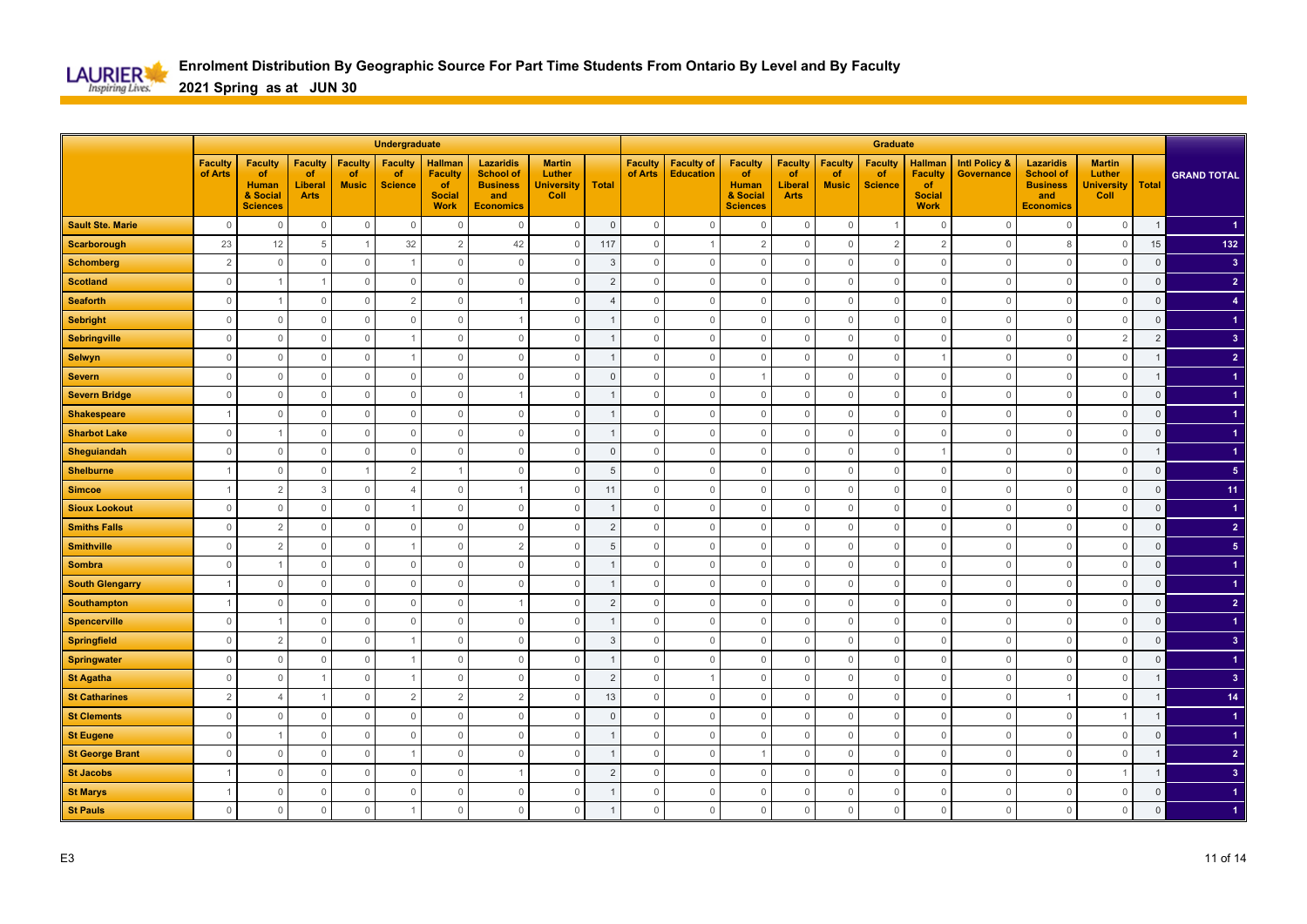# Enrolment Distribution By Geographic Source For Part Time Students From Ontario By Level and By Faculty

## 2021 Spring as at JUN 30

| | Undergraduate | | | | | | | | | Graduate | | | | | | | | | | | |
|---|---|---|---|---|---|---|---|---|---|---|---|---|---|---|---|---|---|---|---|---|---|
| | Faculty of Arts | Faculty of Human & Social Sciences | Faculty of Liberal Arts | Faculty of Music | Faculty of Science | Hallman Faculty of Social Work | Lazaridis School of Business and Economics | Martin Luther University Coll | Total | Faculty of Arts | Faculty of Education | Faculty of Human & Social Sciences | Faculty of Liberal Arts | Faculty of Music | Faculty of Science | Hallman Faculty of Social Work | Intl Policy & Governance | Lazaridis School of Business and Economics | Martin Luther University Coll | Total | GRAND TOTAL |
| Sault Ste. Marie | 0 | 0 | 0 | 0 | 0 | 0 | 0 | 0 | 0 | 0 | 0 | 0 | 0 | 0 | 1 | 0 | 0 | 0 | 0 | 1 | 1 |
| Scarborough | 23 | 12 | 5 | 1 | 32 | 2 | 42 | 0 | 117 | 0 | 1 | 2 | 0 | 0 | 2 | 2 | 0 | 8 | 0 | 15 | 132 |
| Schomberg | 2 | 0 | 0 | 0 | 1 | 0 | 0 | 0 | 3 | 0 | 0 | 0 | 0 | 0 | 0 | 0 | 0 | 0 | 0 | 0 | 3 |
| Scotland | 0 | 1 | 1 | 0 | 0 | 0 | 0 | 0 | 2 | 0 | 0 | 0 | 0 | 0 | 0 | 0 | 0 | 0 | 0 | 0 | 2 |
| Seaforth | 0 | 1 | 0 | 0 | 2 | 0 | 1 | 0 | 4 | 0 | 0 | 0 | 0 | 0 | 0 | 0 | 0 | 0 | 0 | 0 | 4 |
| Sebright | 0 | 0 | 0 | 0 | 0 | 0 | 1 | 0 | 1 | 0 | 0 | 0 | 0 | 0 | 0 | 0 | 0 | 0 | 0 | 0 | 1 |
| Sebringville | 0 | 0 | 0 | 0 | 1 | 0 | 0 | 0 | 1 | 0 | 0 | 0 | 0 | 0 | 0 | 0 | 0 | 0 | 2 | 2 | 3 |
| Selwyn | 0 | 0 | 0 | 0 | 1 | 0 | 0 | 0 | 1 | 0 | 0 | 0 | 0 | 0 | 0 | 1 | 0 | 0 | 0 | 1 | 2 |
| Severn | 0 | 0 | 0 | 0 | 0 | 0 | 0 | 0 | 0 | 0 | 0 | 1 | 0 | 0 | 0 | 0 | 0 | 0 | 0 | 1 | 1 |
| Severn Bridge | 0 | 0 | 0 | 0 | 0 | 0 | 1 | 0 | 1 | 0 | 0 | 0 | 0 | 0 | 0 | 0 | 0 | 0 | 0 | 0 | 1 |
| Shakespeare | 1 | 0 | 0 | 0 | 0 | 0 | 0 | 0 | 1 | 0 | 0 | 0 | 0 | 0 | 0 | 0 | 0 | 0 | 0 | 0 | 1 |
| Sharbot Lake | 0 | 1 | 0 | 0 | 0 | 0 | 0 | 0 | 1 | 0 | 0 | 0 | 0 | 0 | 0 | 0 | 0 | 0 | 0 | 0 | 1 |
| Sheguiandah | 0 | 0 | 0 | 0 | 0 | 0 | 0 | 0 | 0 | 0 | 0 | 0 | 0 | 0 | 0 | 1 | 0 | 0 | 0 | 1 | 1 |
| Shelburne | 1 | 0 | 0 | 1 | 2 | 1 | 0 | 0 | 5 | 0 | 0 | 0 | 0 | 0 | 0 | 0 | 0 | 0 | 0 | 0 | 5 |
| Simcoe | 1 | 2 | 3 | 0 | 4 | 0 | 1 | 0 | 11 | 0 | 0 | 0 | 0 | 0 | 0 | 0 | 0 | 0 | 0 | 0 | 11 |
| Sioux Lookout | 0 | 0 | 0 | 0 | 1 | 0 | 0 | 0 | 1 | 0 | 0 | 0 | 0 | 0 | 0 | 0 | 0 | 0 | 0 | 0 | 1 |
| Smiths Falls | 0 | 2 | 0 | 0 | 0 | 0 | 0 | 0 | 2 | 0 | 0 | 0 | 0 | 0 | 0 | 0 | 0 | 0 | 0 | 0 | 2 |
| Smithville | 0 | 2 | 0 | 0 | 1 | 0 | 2 | 0 | 5 | 0 | 0 | 0 | 0 | 0 | 0 | 0 | 0 | 0 | 0 | 0 | 5 |
| Sombra | 0 | 1 | 0 | 0 | 0 | 0 | 0 | 0 | 1 | 0 | 0 | 0 | 0 | 0 | 0 | 0 | 0 | 0 | 0 | 0 | 1 |
| South Glengarry | 1 | 0 | 0 | 0 | 0 | 0 | 0 | 0 | 1 | 0 | 0 | 0 | 0 | 0 | 0 | 0 | 0 | 0 | 0 | 0 | 1 |
| Southampton | 1 | 0 | 0 | 0 | 0 | 0 | 1 | 0 | 2 | 0 | 0 | 0 | 0 | 0 | 0 | 0 | 0 | 0 | 0 | 0 | 2 |
| Spencerville | 0 | 1 | 0 | 0 | 0 | 0 | 0 | 0 | 1 | 0 | 0 | 0 | 0 | 0 | 0 | 0 | 0 | 0 | 0 | 0 | 1 |
| Springfield | 0 | 2 | 0 | 0 | 1 | 0 | 0 | 0 | 3 | 0 | 0 | 0 | 0 | 0 | 0 | 0 | 0 | 0 | 0 | 0 | 3 |
| Springwater | 0 | 0 | 0 | 0 | 1 | 0 | 0 | 0 | 1 | 0 | 0 | 0 | 0 | 0 | 0 | 0 | 0 | 0 | 0 | 0 | 1 |
| St Agatha | 0 | 0 | 1 | 0 | 1 | 0 | 0 | 0 | 2 | 0 | 1 | 0 | 0 | 0 | 0 | 0 | 0 | 0 | 0 | 1 | 3 |
| St Catharines | 2 | 4 | 1 | 0 | 2 | 2 | 2 | 0 | 13 | 0 | 0 | 0 | 0 | 0 | 0 | 0 | 0 | 1 | 0 | 1 | 14 |
| St Clements | 0 | 0 | 0 | 0 | 0 | 0 | 0 | 0 | 0 | 0 | 0 | 0 | 0 | 0 | 0 | 0 | 0 | 0 | 1 | 1 | 1 |
| St Eugene | 0 | 1 | 0 | 0 | 0 | 0 | 0 | 0 | 1 | 0 | 0 | 0 | 0 | 0 | 0 | 0 | 0 | 0 | 0 | 0 | 1 |
| St George Brant | 0 | 0 | 0 | 0 | 1 | 0 | 0 | 0 | 1 | 0 | 0 | 1 | 0 | 0 | 0 | 0 | 0 | 0 | 0 | 1 | 2 |
| St Jacobs | 1 | 0 | 0 | 0 | 0 | 0 | 1 | 0 | 2 | 0 | 0 | 0 | 0 | 0 | 0 | 0 | 0 | 0 | 1 | 1 | 3 |
| St Marys | 1 | 0 | 0 | 0 | 0 | 0 | 0 | 0 | 1 | 0 | 0 | 0 | 0 | 0 | 0 | 0 | 0 | 0 | 0 | 0 | 1 |
| St Pauls | 0 | 0 | 0 | 0 | 1 | 0 | 0 | 0 | 1 | 0 | 0 | 0 | 0 | 0 | 0 | 0 | 0 | 0 | 0 | 0 | 1 |

E3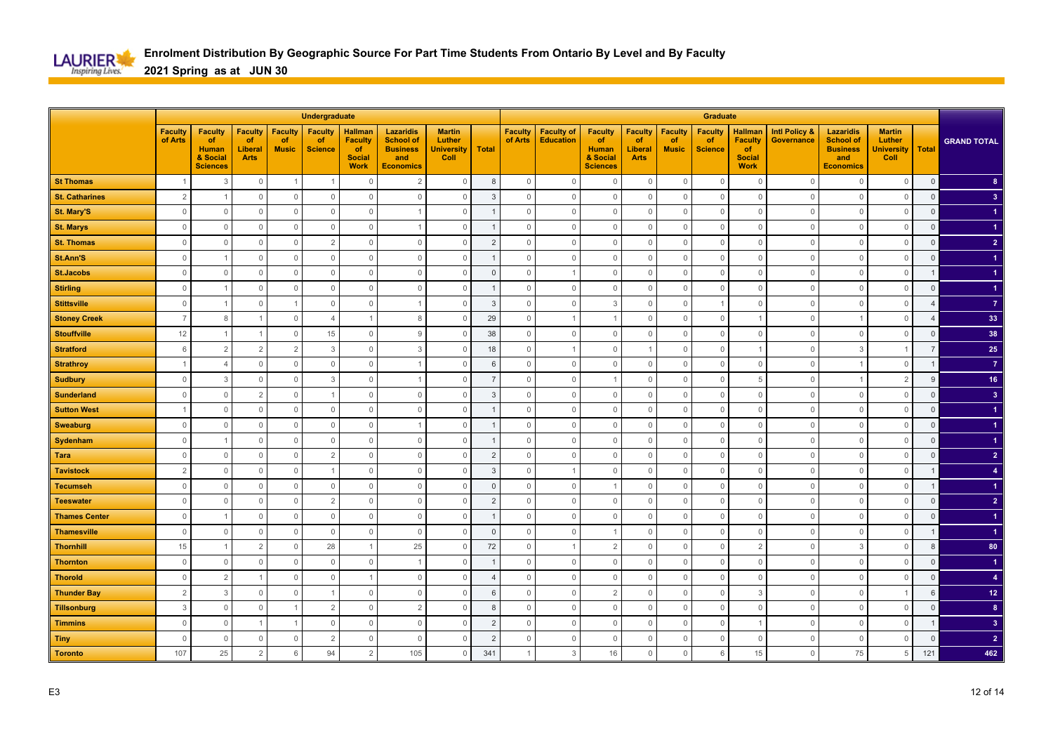# Enrolment Distribution By Geographic Source For Part Time Students From Ontario By Level and By Faculty

## 2021 Spring as at JUN 30

| | Undergraduate | | | | | | | | | Graduate | | | | | | | | | | | |
|---|---|---|---|---|---|---|---|---|---|---|---|---|---|---|---|---|---|---|---|---|---|
| | Faculty of Arts | Faculty of Human & Social Sciences | Faculty of Liberal Arts | Faculty of Music | Faculty of Science | Hallman Faculty of Social Work | Lazaridis School of Business and Economics | Martin Luther University Coll | Total | Faculty of Arts | Faculty of Education | Faculty of Human & Social Sciences | Faculty of Liberal Arts | Faculty of Music | Faculty of Science | Hallman Faculty of Social Work | Intl Policy & Governance | Lazaridis School of Business and Economics | Martin Luther University Coll | Total | GRAND TOTAL |
| St Thomas | 1 | 3 | 0 | 1 | 1 | 0 | 2 | 0 | 8 | 0 | 0 | 0 | 0 | 0 | 0 | 0 | 0 | 0 | 0 | 0 | 8 |
| St. Catharines | 2 | 1 | 0 | 0 | 0 | 0 | 0 | 0 | 3 | 0 | 0 | 0 | 0 | 0 | 0 | 0 | 0 | 0 | 0 | 0 | 3 |
| St. Mary'S | 0 | 0 | 0 | 0 | 0 | 0 | 1 | 0 | 1 | 0 | 0 | 0 | 0 | 0 | 0 | 0 | 0 | 0 | 0 | 0 | 1 |
| St. Marys | 0 | 0 | 0 | 0 | 0 | 0 | 1 | 0 | 1 | 0 | 0 | 0 | 0 | 0 | 0 | 0 | 0 | 0 | 0 | 0 | 1 |
| St. Thomas | 0 | 0 | 0 | 0 | 2 | 0 | 0 | 0 | 2 | 0 | 0 | 0 | 0 | 0 | 0 | 0 | 0 | 0 | 0 | 0 | 2 |
| St.Ann'S | 0 | 1 | 0 | 0 | 0 | 0 | 0 | 0 | 1 | 0 | 0 | 0 | 0 | 0 | 0 | 0 | 0 | 0 | 0 | 0 | 1 |
| St.Jacobs | 0 | 0 | 0 | 0 | 0 | 0 | 0 | 0 | 0 | 0 | 1 | 0 | 0 | 0 | 0 | 0 | 0 | 0 | 0 | 1 | 1 |
| Stirling | 0 | 1 | 0 | 0 | 0 | 0 | 0 | 0 | 1 | 0 | 0 | 0 | 0 | 0 | 0 | 0 | 0 | 0 | 0 | 0 | 1 |
| Stittsville | 0 | 1 | 0 | 1 | 0 | 0 | 1 | 0 | 3 | 0 | 0 | 3 | 0 | 0 | 1 | 0 | 0 | 0 | 0 | 4 | 7 |
| Stoney Creek | 7 | 8 | 1 | 0 | 4 | 1 | 8 | 0 | 29 | 0 | 1 | 1 | 0 | 0 | 0 | 1 | 0 | 1 | 0 | 4 | 33 |
| Stouffville | 12 | 1 | 1 | 0 | 15 | 0 | 9 | 0 | 38 | 0 | 0 | 0 | 0 | 0 | 0 | 0 | 0 | 0 | 0 | 0 | 38 |
| Stratford | 6 | 2 | 2 | 2 | 3 | 0 | 3 | 0 | 18 | 0 | 1 | 0 | 1 | 0 | 0 | 1 | 0 | 3 | 1 | 7 | 25 |
| Strathroy | 1 | 4 | 0 | 0 | 0 | 0 | 1 | 0 | 6 | 0 | 0 | 0 | 0 | 0 | 0 | 0 | 0 | 1 | 0 | 1 | 7 |
| Sudbury | 0 | 3 | 0 | 0 | 3 | 0 | 1 | 0 | 7 | 0 | 0 | 1 | 0 | 0 | 0 | 5 | 0 | 1 | 2 | 9 | 16 |
| Sunderland | 0 | 0 | 2 | 0 | 1 | 0 | 0 | 0 | 3 | 0 | 0 | 0 | 0 | 0 | 0 | 0 | 0 | 0 | 0 | 0 | 3 |
| Sutton West | 1 | 0 | 0 | 0 | 0 | 0 | 0 | 0 | 1 | 0 | 0 | 0 | 0 | 0 | 0 | 0 | 0 | 0 | 0 | 0 | 1 |
| Sweaburg | 0 | 0 | 0 | 0 | 0 | 0 | 1 | 0 | 1 | 0 | 0 | 0 | 0 | 0 | 0 | 0 | 0 | 0 | 0 | 0 | 1 |
| Sydenham | 0 | 1 | 0 | 0 | 0 | 0 | 0 | 0 | 1 | 0 | 0 | 0 | 0 | 0 | 0 | 0 | 0 | 0 | 0 | 0 | 1 |
| Tara | 0 | 0 | 0 | 0 | 2 | 0 | 0 | 0 | 2 | 0 | 0 | 0 | 0 | 0 | 0 | 0 | 0 | 0 | 0 | 0 | 2 |
| Tavistock | 2 | 0 | 0 | 0 | 1 | 0 | 0 | 0 | 3 | 0 | 1 | 0 | 0 | 0 | 0 | 0 | 0 | 0 | 0 | 1 | 4 |
| Tecumseh | 0 | 0 | 0 | 0 | 0 | 0 | 0 | 0 | 0 | 0 | 0 | 1 | 0 | 0 | 0 | 0 | 0 | 0 | 0 | 1 | 1 |
| Teeswater | 0 | 0 | 0 | 0 | 2 | 0 | 0 | 0 | 2 | 0 | 0 | 0 | 0 | 0 | 0 | 0 | 0 | 0 | 0 | 0 | 2 |
| Thames Center | 0 | 1 | 0 | 0 | 0 | 0 | 0 | 0 | 1 | 0 | 0 | 0 | 0 | 0 | 0 | 0 | 0 | 0 | 0 | 0 | 1 |
| Thamesville | 0 | 0 | 0 | 0 | 0 | 0 | 0 | 0 | 0 | 0 | 0 | 1 | 0 | 0 | 0 | 0 | 0 | 0 | 0 | 1 | 1 |
| Thornhill | 15 | 1 | 2 | 0 | 28 | 1 | 25 | 0 | 72 | 0 | 1 | 2 | 0 | 0 | 0 | 2 | 0 | 3 | 0 | 8 | 80 |
| Thornton | 0 | 0 | 0 | 0 | 0 | 0 | 1 | 0 | 1 | 0 | 0 | 0 | 0 | 0 | 0 | 0 | 0 | 0 | 0 | 0 | 1 |
| Thorold | 0 | 2 | 1 | 0 | 0 | 1 | 0 | 0 | 4 | 0 | 0 | 0 | 0 | 0 | 0 | 0 | 0 | 0 | 0 | 0 | 4 |
| Thunder Bay | 2 | 3 | 0 | 0 | 1 | 0 | 0 | 0 | 6 | 0 | 0 | 2 | 0 | 0 | 0 | 3 | 0 | 0 | 1 | 6 | 12 |
| Tillsonburg | 3 | 0 | 0 | 1 | 2 | 0 | 2 | 0 | 8 | 0 | 0 | 0 | 0 | 0 | 0 | 0 | 0 | 0 | 0 | 0 | 8 |
| Timmins | 0 | 0 | 1 | 1 | 0 | 0 | 0 | 0 | 2 | 0 | 0 | 0 | 0 | 0 | 0 | 1 | 0 | 0 | 0 | 1 | 3 |
| Tiny | 0 | 0 | 0 | 0 | 2 | 0 | 0 | 0 | 2 | 0 | 0 | 0 | 0 | 0 | 0 | 0 | 0 | 0 | 0 | 0 | 2 |
| Toronto | 107 | 25 | 2 | 6 | 94 | 2 | 105 | 0 | 341 | 1 | 3 | 16 | 0 | 0 | 6 | 15 | 0 | 75 | 5 | 121 | 462 |

E3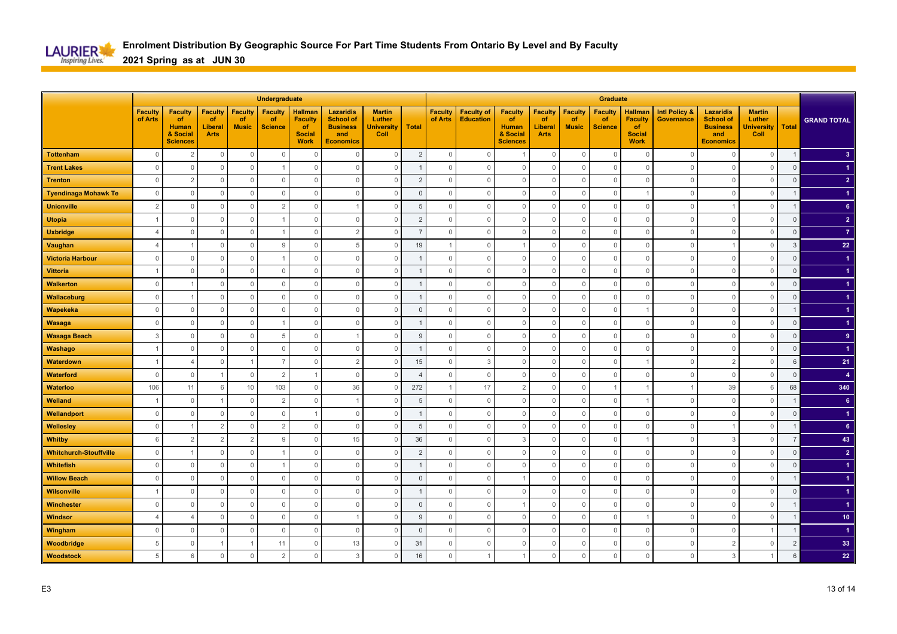# Enrolment Distribution By Geographic Source For Part Time Students From Ontario By Level and By Faculty

## 2021 Spring as at JUN 30

| | Undergraduate | | | | | | | | | Graduate | | | | | | | | | | | |
|---|---|---|---|---|---|---|---|---|---|---|---|---|---|---|---|---|---|---|---|---|---|
| | Faculty of Arts | Faculty of Human & Social Sciences | Faculty of Liberal Arts | Faculty of Music | Faculty of Science | Hallman Faculty of Social Work | Lazaridis School of Business and Economics | Martin Luther University Coll | Total | Faculty of Arts | Faculty of Education | Faculty of Human & Social Sciences | Faculty of Liberal Arts | Faculty of Music | Faculty of Science | Hallman Faculty of Social Work | Intl Policy & Governance | Lazaridis School of Business and Economics | Martin Luther University Coll | Total | GRAND TOTAL |
| Tottenham | 0 | 2 | 0 | 0 | 0 | 0 | 0 | 0 | 2 | 0 | 0 | 1 | 0 | 0 | 0 | 0 | 0 | 0 | 0 | 1 | 3 |
| Trent Lakes | 0 | 0 | 0 | 0 | 1 | 0 | 0 | 0 | 1 | 0 | 0 | 0 | 0 | 0 | 0 | 0 | 0 | 0 | 0 | 0 | 1 |
| Trenton | 0 | 2 | 0 | 0 | 0 | 0 | 0 | 0 | 2 | 0 | 0 | 0 | 0 | 0 | 0 | 0 | 0 | 0 | 0 | 0 | 2 |
| Tyendinaga Mohawk Te | 0 | 0 | 0 | 0 | 0 | 0 | 0 | 0 | 0 | 0 | 0 | 0 | 0 | 0 | 0 | 1 | 0 | 0 | 0 | 1 | 1 |
| Unionville | 2 | 0 | 0 | 0 | 2 | 0 | 1 | 0 | 5 | 0 | 0 | 0 | 0 | 0 | 0 | 0 | 0 | 1 | 0 | 1 | 6 |
| Utopia | 1 | 0 | 0 | 0 | 1 | 0 | 0 | 0 | 2 | 0 | 0 | 0 | 0 | 0 | 0 | 0 | 0 | 0 | 0 | 0 | 2 |
| Uxbridge | 4 | 0 | 0 | 0 | 1 | 0 | 2 | 0 | 7 | 0 | 0 | 0 | 0 | 0 | 0 | 0 | 0 | 0 | 0 | 0 | 7 |
| Vaughan | 4 | 1 | 0 | 0 | 9 | 0 | 5 | 0 | 19 | 1 | 0 | 1 | 0 | 0 | 0 | 0 | 0 | 1 | 0 | 3 | 22 |
| Victoria Harbour | 0 | 0 | 0 | 0 | 1 | 0 | 0 | 0 | 1 | 0 | 0 | 0 | 0 | 0 | 0 | 0 | 0 | 0 | 0 | 0 | 1 |
| Vittoria | 1 | 0 | 0 | 0 | 0 | 0 | 0 | 0 | 1 | 0 | 0 | 0 | 0 | 0 | 0 | 0 | 0 | 0 | 0 | 0 | 1 |
| Walkerton | 0 | 1 | 0 | 0 | 0 | 0 | 0 | 0 | 1 | 0 | 0 | 0 | 0 | 0 | 0 | 0 | 0 | 0 | 0 | 0 | 1 |
| Wallaceburg | 0 | 1 | 0 | 0 | 0 | 0 | 0 | 0 | 1 | 0 | 0 | 0 | 0 | 0 | 0 | 0 | 0 | 0 | 0 | 0 | 1 |
| Wapekeka | 0 | 0 | 0 | 0 | 0 | 0 | 0 | 0 | 0 | 0 | 0 | 0 | 0 | 0 | 0 | 1 | 0 | 0 | 0 | 1 | 1 |
| Wasaga | 0 | 0 | 0 | 0 | 1 | 0 | 0 | 0 | 1 | 0 | 0 | 0 | 0 | 0 | 0 | 0 | 0 | 0 | 0 | 0 | 1 |
| Wasaga Beach | 3 | 0 | 0 | 0 | 5 | 0 | 1 | 0 | 9 | 0 | 0 | 0 | 0 | 0 | 0 | 0 | 0 | 0 | 0 | 0 | 9 |
| Washago | 1 | 0 | 0 | 0 | 0 | 0 | 0 | 0 | 1 | 0 | 0 | 0 | 0 | 0 | 0 | 0 | 0 | 0 | 0 | 0 | 1 |
| Waterdown | 1 | 4 | 0 | 1 | 7 | 0 | 2 | 0 | 15 | 0 | 3 | 0 | 0 | 0 | 0 | 1 | 0 | 2 | 0 | 6 | 21 |
| Waterford | 0 | 0 | 1 | 0 | 2 | 1 | 0 | 0 | 4 | 0 | 0 | 0 | 0 | 0 | 0 | 0 | 0 | 0 | 0 | 0 | 4 |
| Waterloo | 106 | 11 | 6 | 10 | 103 | 0 | 36 | 0 | 272 | 1 | 17 | 2 | 0 | 0 | 1 | 1 | 1 | 39 | 6 | 68 | 340 |
| Welland | 1 | 0 | 1 | 0 | 2 | 0 | 1 | 0 | 5 | 0 | 0 | 0 | 0 | 0 | 0 | 1 | 0 | 0 | 0 | 1 | 6 |
| Wellandport | 0 | 0 | 0 | 0 | 0 | 1 | 0 | 0 | 1 | 0 | 0 | 0 | 0 | 0 | 0 | 0 | 0 | 0 | 0 | 0 | 1 |
| Wellesley | 0 | 1 | 2 | 0 | 2 | 0 | 0 | 0 | 5 | 0 | 0 | 0 | 0 | 0 | 0 | 0 | 0 | 1 | 0 | 1 | 6 |
| Whitby | 6 | 2 | 2 | 2 | 9 | 0 | 15 | 0 | 36 | 0 | 0 | 3 | 0 | 0 | 0 | 1 | 0 | 3 | 0 | 7 | 43 |
| Whitchurch-Stouffville | 0 | 1 | 0 | 0 | 1 | 0 | 0 | 0 | 2 | 0 | 0 | 0 | 0 | 0 | 0 | 0 | 0 | 0 | 0 | 0 | 2 |
| Whitefish | 0 | 0 | 0 | 0 | 1 | 0 | 0 | 0 | 1 | 0 | 0 | 0 | 0 | 0 | 0 | 0 | 0 | 0 | 0 | 0 | 1 |
| Willow Beach | 0 | 0 | 0 | 0 | 0 | 0 | 0 | 0 | 0 | 0 | 0 | 1 | 0 | 0 | 0 | 0 | 0 | 0 | 0 | 1 | 1 |
| Wilsonville | 1 | 0 | 0 | 0 | 0 | 0 | 0 | 0 | 1 | 0 | 0 | 0 | 0 | 0 | 0 | 0 | 0 | 0 | 0 | 0 | 1 |
| Winchester | 0 | 0 | 0 | 0 | 0 | 0 | 0 | 0 | 0 | 0 | 0 | 1 | 0 | 0 | 0 | 0 | 0 | 0 | 0 | 1 | 1 |
| Windsor | 4 | 4 | 0 | 0 | 0 | 0 | 1 | 0 | 9 | 0 | 0 | 0 | 0 | 0 | 0 | 1 | 0 | 0 | 0 | 1 | 10 |
| Wingham | 0 | 0 | 0 | 0 | 0 | 0 | 0 | 0 | 0 | 0 | 0 | 0 | 0 | 0 | 0 | 0 | 0 | 0 | 1 | 1 | 1 |
| Woodbridge | 5 | 0 | 1 | 1 | 11 | 0 | 13 | 0 | 31 | 0 | 0 | 0 | 0 | 0 | 0 | 0 | 0 | 2 | 0 | 2 | 33 |
| Woodstock | 5 | 6 | 0 | 0 | 2 | 0 | 3 | 0 | 16 | 0 | 1 | 1 | 0 | 0 | 0 | 0 | 0 | 3 | 1 | 6 | 22 |

E3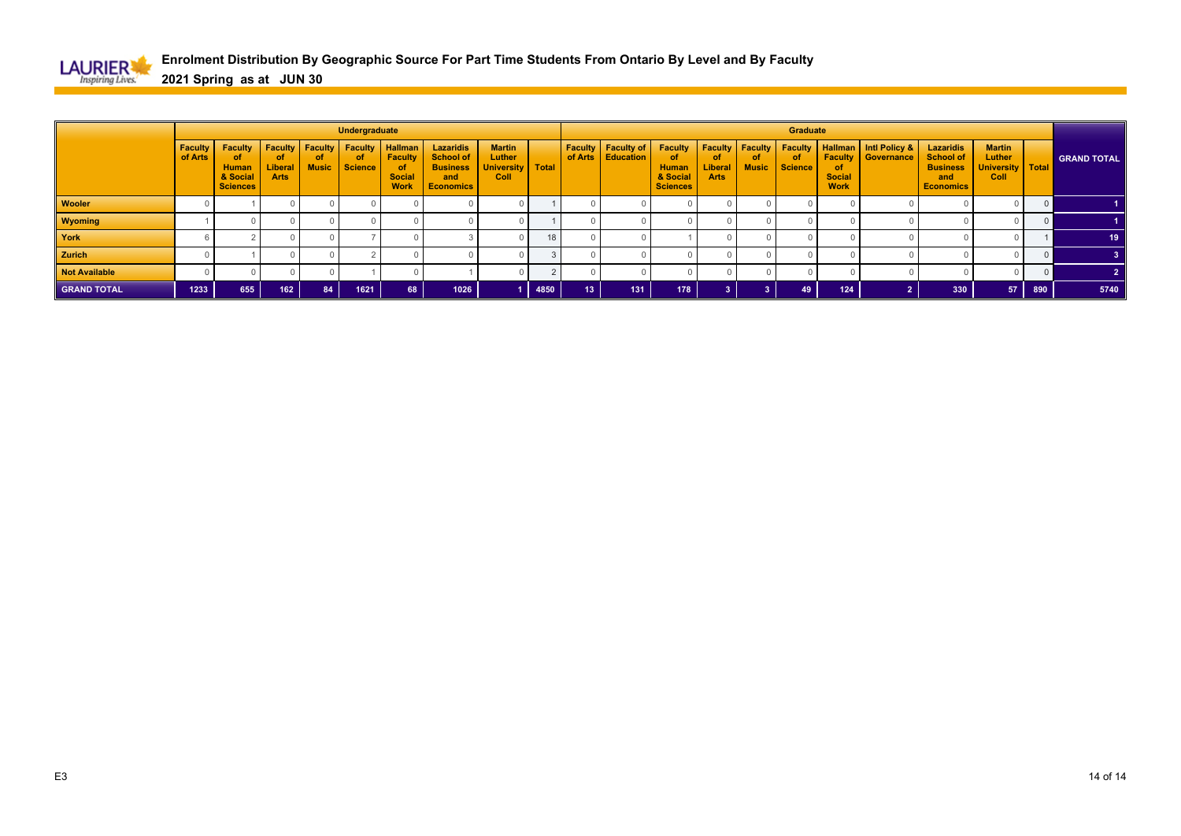# Enrolment Distribution By Geographic Source For Part Time Students From Ontario By Level and By Faculty

**2021 Spring as at JUN 30**

| | Undergraduate | | | | | | | | | Graduate | | | | | | | | | | | |
|---|---|---|---|---|---|---|---|---|---|---|---|---|---|---|---|---|---|---|---|---|---|
| | Faculty of Arts | Faculty of Human & Social Sciences | Faculty of Liberal Arts | Faculty of Music | Faculty of Science | Hallman Faculty of Social Work | Lazaridis School of Business and Economics | Martin Luther University Coll | Total | Faculty of Arts | Faculty of Education | Faculty of Human & Social Sciences | Faculty of Liberal Arts | Faculty of Music | Faculty of Science | Hallman Faculty of Social Work | Intl Policy & Governance | Lazaridis School of Business and Economics | Martin Luther University Coll | Total | GRAND TOTAL |
| **Wooler** | 0 | 1 | 0 | 0 | 0 | 0 | 0 | 0 | 1 | 0 | 0 | 0 | 0 | 0 | 0 | 0 | 0 | 0 | 0 | 0 | 1 |
| **Wyoming** | 1 | 0 | 0 | 0 | 0 | 0 | 0 | 0 | 1 | 0 | 0 | 0 | 0 | 0 | 0 | 0 | 0 | 0 | 0 | 0 | 1 |
| **York** | 6 | 2 | 0 | 0 | 7 | 0 | 3 | 0 | 18 | 0 | 0 | 1 | 0 | 0 | 0 | 0 | 0 | 0 | 0 | 1 | 19 |
| **Zurich** | 0 | 1 | 0 | 0 | 2 | 0 | 0 | 0 | 3 | 0 | 0 | 0 | 0 | 0 | 0 | 0 | 0 | 0 | 0 | 0 | 3 |
| **Not Available** | 0 | 0 | 0 | 0 | 1 | 0 | 1 | 0 | 2 | 0 | 0 | 0 | 0 | 0 | 0 | 0 | 0 | 0 | 0 | 0 | 2 |
| **GRAND TOTAL** | 1233 | 655 | 162 | 84 | 1621 | 68 | 1026 | 1 | 4850 | 13 | 131 | 178 | 3 | 3 | 49 | 124 | 2 | 330 | 57 | 890 | 5740 |

E3